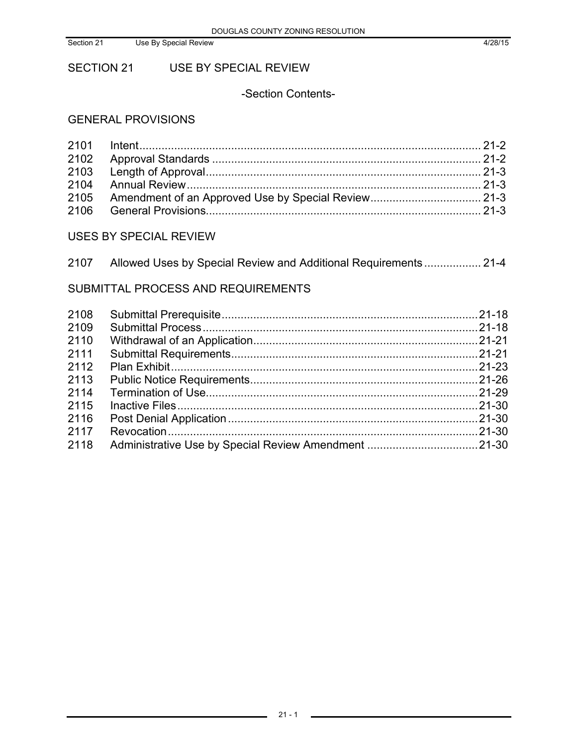# SECTION 21 USE BY SPECIAL REVIEW

-Section Contents-

## GENERAL PROVISIONS

| | | |
|---|---|---|
| 2101 | Intent | 21-2 |
| 2102 | Approval Standards | 21-2 |
| 2103 | Length of Approval | 21-3 |
| 2104 | Annual Review | 21-3 |
| 2105 | Amendment of an Approved Use by Special Review | 21-3 |
| 2106 | General Provisions | 21-3 |

## USES BY SPECIAL REVIEW

| | | |
|---|---|---|
| 2107 | Allowed Uses by Special Review and Additional Requirements | 21-4 |

## SUBMITTAL PROCESS AND REQUIREMENTS

| | | |
|---|---|---|
| 2108 | Submittal Prerequisite | 21-18 |
| 2109 | Submittal Process | 21-18 |
| 2110 | Withdrawal of an Application | 21-21 |
| 2111 | Submittal Requirements | 21-21 |
| 2112 | Plan Exhibit | 21-23 |
| 2113 | Public Notice Requirements | 21-26 |
| 2114 | Termination of Use | 21-29 |
| 2115 | Inactive Files | 21-30 |
| 2116 | Post Denial Application | 21-30 |
| 2117 | Revocation | 21-30 |
| 2118 | Administrative Use by Special Review Amendment | 21-30 |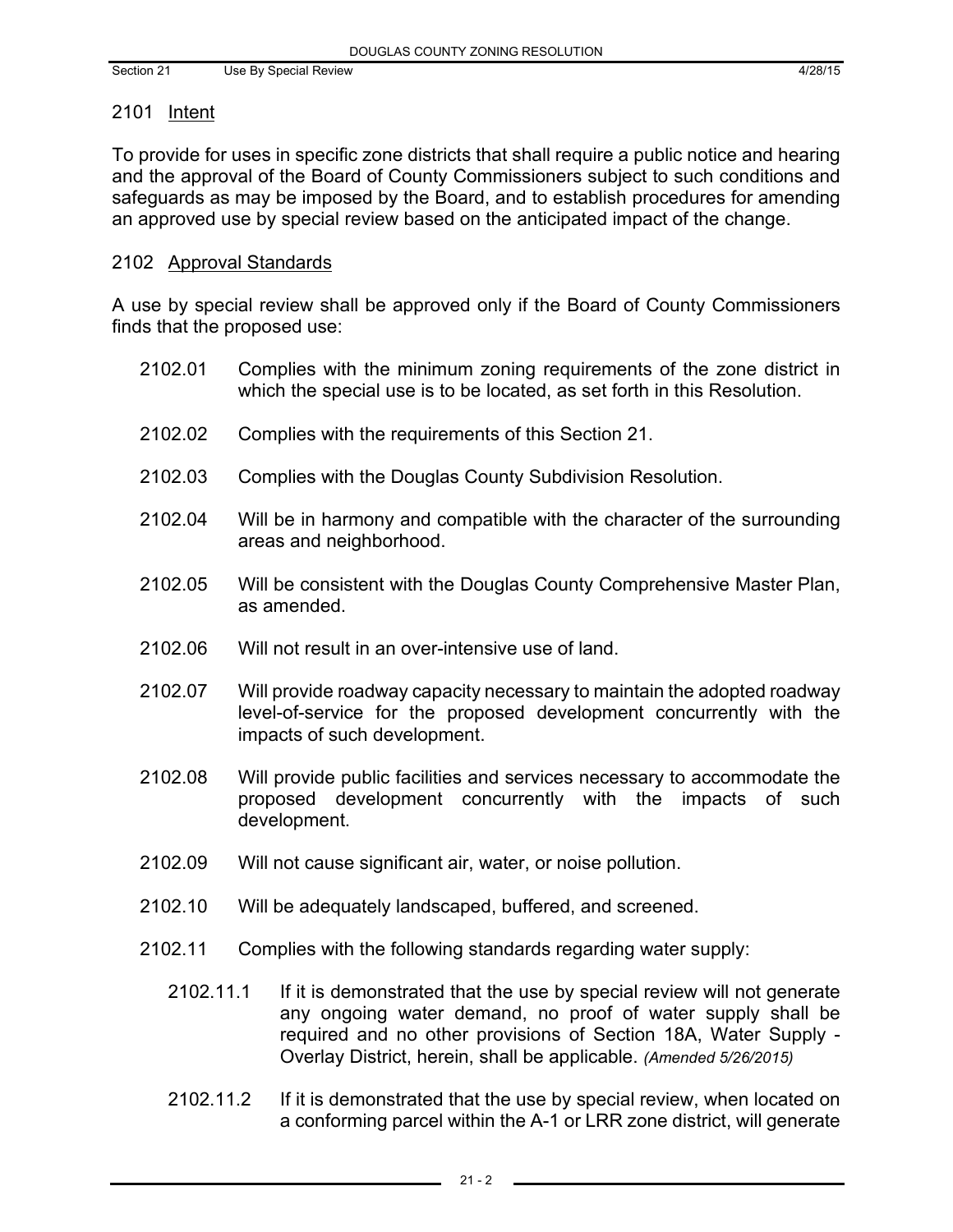## 2101 Intent

To provide for uses in specific zone districts that shall require a public notice and hearing and the approval of the Board of County Commissioners subject to such conditions and safeguards as may be imposed by the Board, and to establish procedures for amending an approved use by special review based on the anticipated impact of the change.

## 2102 Approval Standards

A use by special review shall be approved only if the Board of County Commissioners finds that the proposed use:

2102.01 Complies with the minimum zoning requirements of the zone district in which the special use is to be located, as set forth in this Resolution.

2102.02 Complies with the requirements of this Section 21.

2102.03 Complies with the Douglas County Subdivision Resolution.

2102.04 Will be in harmony and compatible with the character of the surrounding areas and neighborhood.

2102.05 Will be consistent with the Douglas County Comprehensive Master Plan, as amended.

2102.06 Will not result in an over-intensive use of land.

2102.07 Will provide roadway capacity necessary to maintain the adopted roadway level-of-service for the proposed development concurrently with the impacts of such development.

2102.08 Will provide public facilities and services necessary to accommodate the proposed development concurrently with the impacts of such development.

2102.09 Will not cause significant air, water, or noise pollution.

2102.10 Will be adequately landscaped, buffered, and screened.

2102.11 Complies with the following standards regarding water supply:

2102.11.1 If it is demonstrated that the use by special review will not generate any ongoing water demand, no proof of water supply shall be required and no other provisions of Section 18A, Water Supply - Overlay District, herein, shall be applicable. *(Amended 5/26/2015)*

2102.11.2 If it is demonstrated that the use by special review, when located on a conforming parcel within the A-1 or LRR zone district, will generate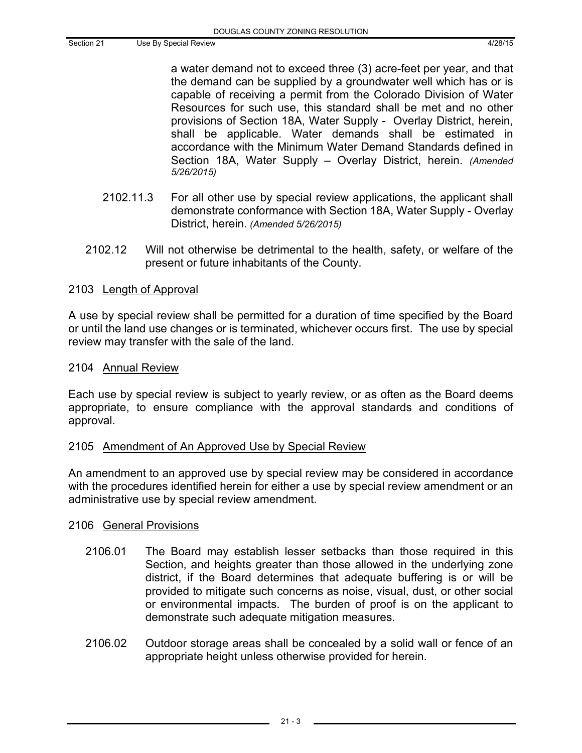a water demand not to exceed three (3) acre-feet per year, and that the demand can be supplied by a groundwater well which has or is capable of receiving a permit from the Colorado Division of Water Resources for such use, this standard shall be met and no other provisions of Section 18A, Water Supply - Overlay District, herein, shall be applicable. Water demands shall be estimated in accordance with the Minimum Water Demand Standards defined in Section 18A, Water Supply – Overlay District, herein. *(Amended 5/26/2015)*

2102.11.3 For all other use by special review applications, the applicant shall demonstrate conformance with Section 18A, Water Supply - Overlay District, herein. *(Amended 5/26/2015)*

2102.12 Will not otherwise be detrimental to the health, safety, or welfare of the present or future inhabitants of the County.

## 2103 Length of Approval

A use by special review shall be permitted for a duration of time specified by the Board or until the land use changes or is terminated, whichever occurs first. The use by special review may transfer with the sale of the land.

## 2104 Annual Review

Each use by special review is subject to yearly review, or as often as the Board deems appropriate, to ensure compliance with the approval standards and conditions of approval.

## 2105 Amendment of An Approved Use by Special Review

An amendment to an approved use by special review may be considered in accordance with the procedures identified herein for either a use by special review amendment or an administrative use by special review amendment.

## 2106 General Provisions

2106.01 The Board may establish lesser setbacks than those required in this Section, and heights greater than those allowed in the underlying zone district, if the Board determines that adequate buffering is or will be provided to mitigate such concerns as noise, visual, dust, or other social or environmental impacts. The burden of proof is on the applicant to demonstrate such adequate mitigation measures.

2106.02 Outdoor storage areas shall be concealed by a solid wall or fence of an appropriate height unless otherwise provided for herein.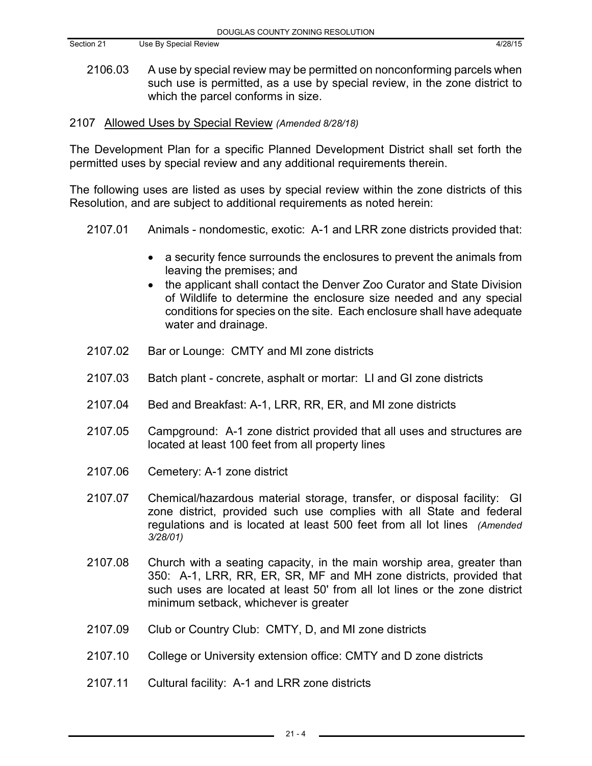2106.03 A use by special review may be permitted on nonconforming parcels when such use is permitted, as a use by special review, in the zone district to which the parcel conforms in size.

## 2107 Allowed Uses by Special Review *(Amended 8/28/18)*

The Development Plan for a specific Planned Development District shall set forth the permitted uses by special review and any additional requirements therein.

The following uses are listed as uses by special review within the zone districts of this Resolution, and are subject to additional requirements as noted herein:

2107.01 Animals - nondomestic, exotic: A-1 and LRR zone districts provided that:

- a security fence surrounds the enclosures to prevent the animals from leaving the premises; and
- the applicant shall contact the Denver Zoo Curator and State Division of Wildlife to determine the enclosure size needed and any special conditions for species on the site. Each enclosure shall have adequate water and drainage.

2107.02 Bar or Lounge: CMTY and MI zone districts

2107.03 Batch plant - concrete, asphalt or mortar: LI and GI zone districts

2107.04 Bed and Breakfast: A-1, LRR, RR, ER, and MI zone districts

2107.05 Campground: A-1 zone district provided that all uses and structures are located at least 100 feet from all property lines

2107.06 Cemetery: A-1 zone district

2107.07 Chemical/hazardous material storage, transfer, or disposal facility: GI zone district, provided such use complies with all State and federal regulations and is located at least 500 feet from all lot lines *(Amended 3/28/01)*

2107.08 Church with a seating capacity, in the main worship area, greater than 350: A-1, LRR, RR, ER, SR, MF and MH zone districts, provided that such uses are located at least 50' from all lot lines or the zone district minimum setback, whichever is greater

2107.09 Club or Country Club: CMTY, D, and MI zone districts

2107.10 College or University extension office: CMTY and D zone districts

2107.11 Cultural facility: A-1 and LRR zone districts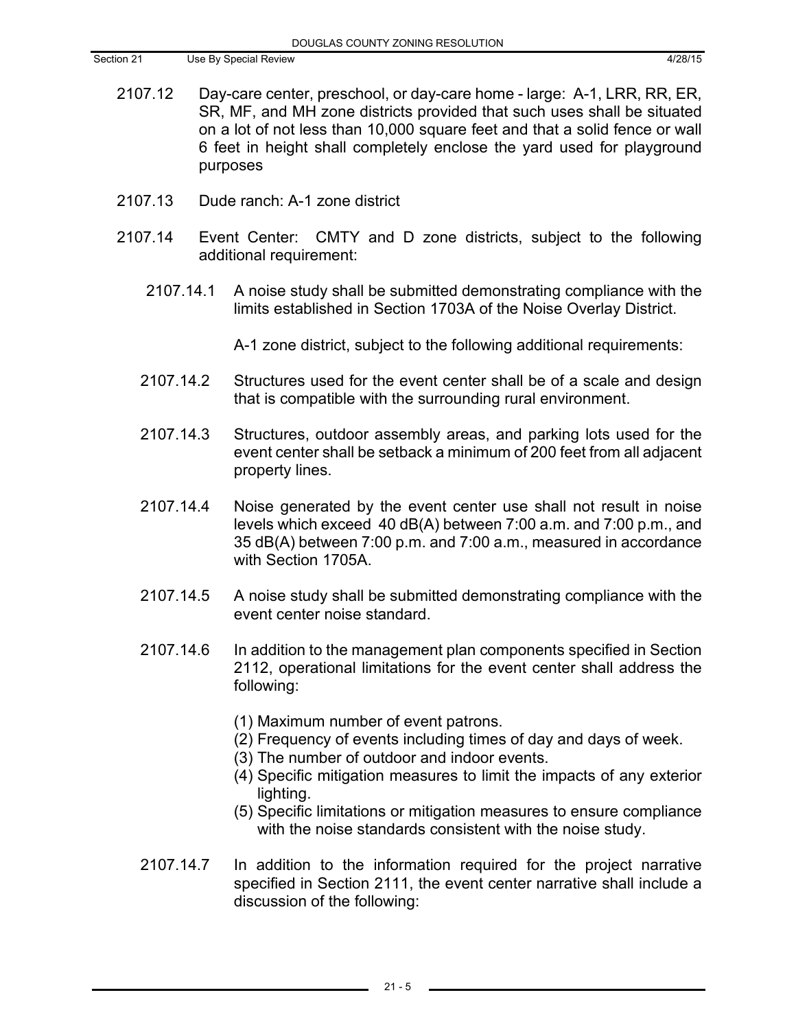2107.12 Day-care center, preschool, or day-care home - large: A-1, LRR, RR, ER, SR, MF, and MH zone districts provided that such uses shall be situated on a lot of not less than 10,000 square feet and that a solid fence or wall 6 feet in height shall completely enclose the yard used for playground purposes

2107.13 Dude ranch: A-1 zone district

2107.14 Event Center: CMTY and D zone districts, subject to the following additional requirement:

2107.14.1 A noise study shall be submitted demonstrating compliance with the limits established in Section 1703A of the Noise Overlay District.

A-1 zone district, subject to the following additional requirements:

2107.14.2 Structures used for the event center shall be of a scale and design that is compatible with the surrounding rural environment.

2107.14.3 Structures, outdoor assembly areas, and parking lots used for the event center shall be setback a minimum of 200 feet from all adjacent property lines.

2107.14.4 Noise generated by the event center use shall not result in noise levels which exceed 40 dB(A) between 7:00 a.m. and 7:00 p.m., and 35 dB(A) between 7:00 p.m. and 7:00 a.m., measured in accordance with Section 1705A.

2107.14.5 A noise study shall be submitted demonstrating compliance with the event center noise standard.

2107.14.6 In addition to the management plan components specified in Section 2112, operational limitations for the event center shall address the following:

(1) Maximum number of event patrons.
(2) Frequency of events including times of day and days of week.
(3) The number of outdoor and indoor events.
(4) Specific mitigation measures to limit the impacts of any exterior lighting.
(5) Specific limitations or mitigation measures to ensure compliance with the noise standards consistent with the noise study.

2107.14.7 In addition to the information required for the project narrative specified in Section 2111, the event center narrative shall include a discussion of the following: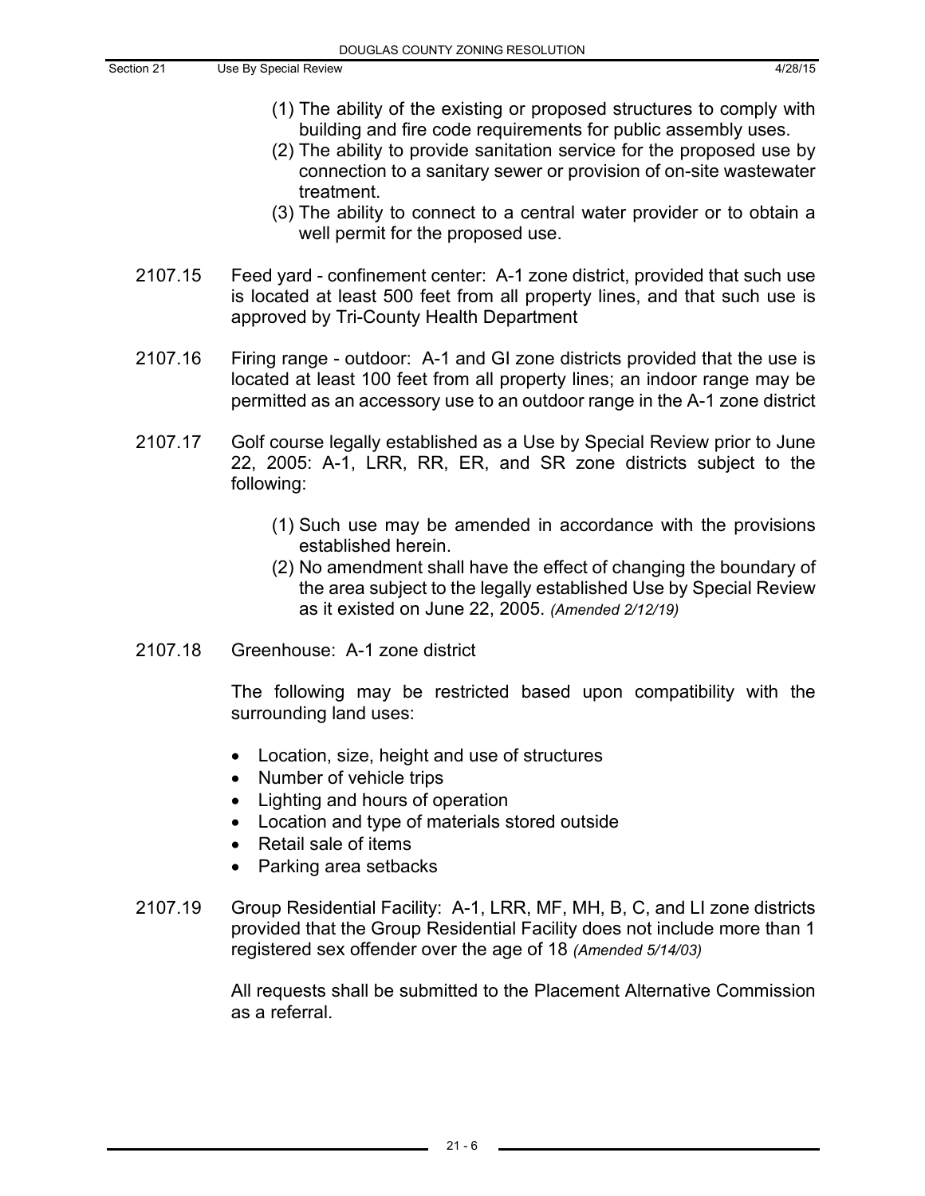(1) The ability of the existing or proposed structures to comply with building and fire code requirements for public assembly uses.
(2) The ability to provide sanitation service for the proposed use by connection to a sanitary sewer or provision of on-site wastewater treatment.
(3) The ability to connect to a central water provider or to obtain a well permit for the proposed use.

2107.15 Feed yard - confinement center: A-1 zone district, provided that such use is located at least 500 feet from all property lines, and that such use is approved by Tri-County Health Department

2107.16 Firing range - outdoor: A-1 and GI zone districts provided that the use is located at least 100 feet from all property lines; an indoor range may be permitted as an accessory use to an outdoor range in the A-1 zone district

2107.17 Golf course legally established as a Use by Special Review prior to June 22, 2005: A-1, LRR, RR, ER, and SR zone districts subject to the following:

(1) Such use may be amended in accordance with the provisions established herein.
(2) No amendment shall have the effect of changing the boundary of the area subject to the legally established Use by Special Review as it existed on June 22, 2005. *(Amended 2/12/19)*

2107.18 Greenhouse: A-1 zone district

The following may be restricted based upon compatibility with the surrounding land uses:

- Location, size, height and use of structures
- Number of vehicle trips
- Lighting and hours of operation
- Location and type of materials stored outside
- Retail sale of items
- Parking area setbacks

2107.19 Group Residential Facility: A-1, LRR, MF, MH, B, C, and LI zone districts provided that the Group Residential Facility does not include more than 1 registered sex offender over the age of 18 *(Amended 5/14/03)*

All requests shall be submitted to the Placement Alternative Commission as a referral.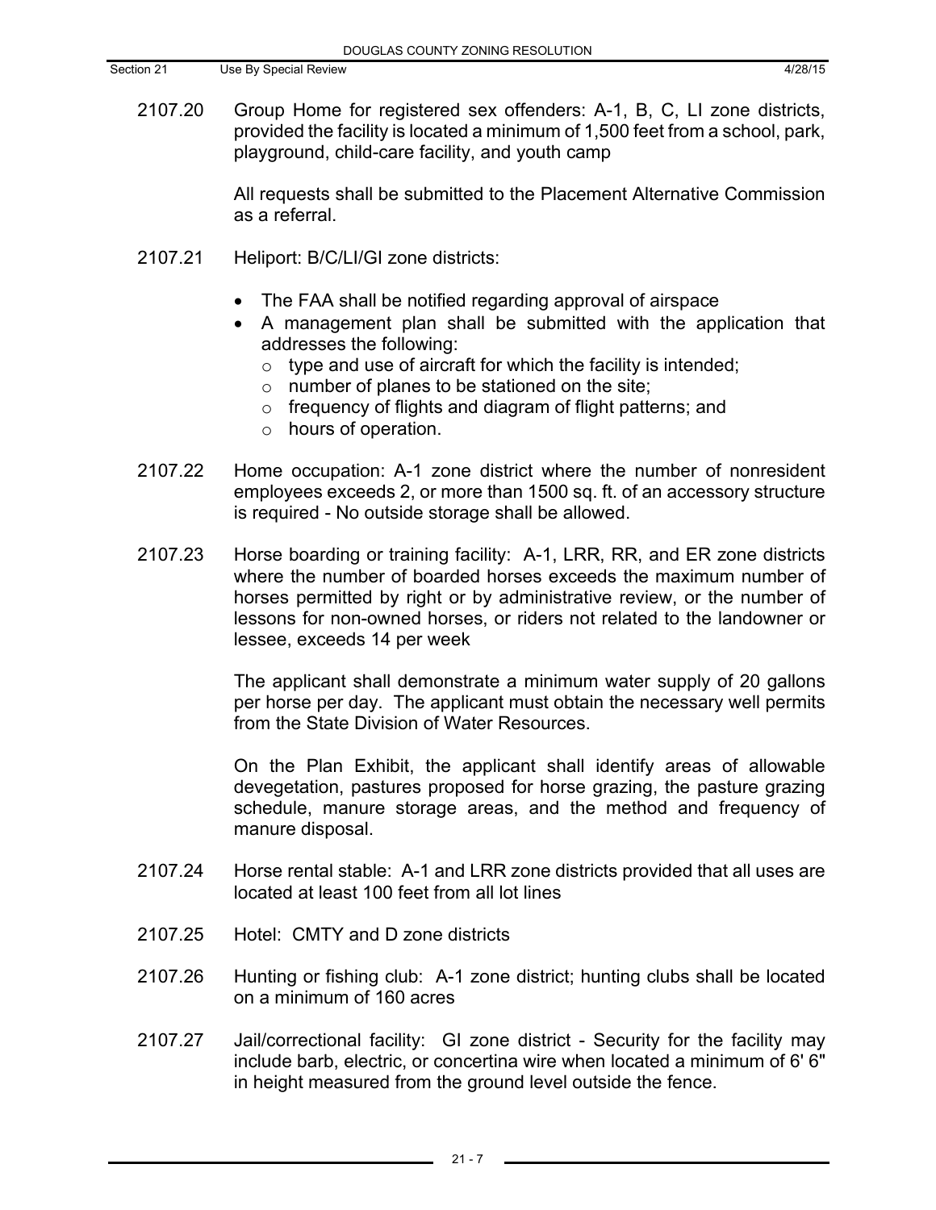2107.20 Group Home for registered sex offenders: A-1, B, C, LI zone districts, provided the facility is located a minimum of 1,500 feet from a school, park, playground, child-care facility, and youth camp

All requests shall be submitted to the Placement Alternative Commission as a referral.

2107.21 Heliport: B/C/LI/GI zone districts:

- The FAA shall be notified regarding approval of airspace
- A management plan shall be submitted with the application that addresses the following:
  - type and use of aircraft for which the facility is intended;
  - number of planes to be stationed on the site;
  - frequency of flights and diagram of flight patterns; and
  - hours of operation.

2107.22 Home occupation: A-1 zone district where the number of nonresident employees exceeds 2, or more than 1500 sq. ft. of an accessory structure is required - No outside storage shall be allowed.

2107.23 Horse boarding or training facility: A-1, LRR, RR, and ER zone districts where the number of boarded horses exceeds the maximum number of horses permitted by right or by administrative review, or the number of lessons for non-owned horses, or riders not related to the landowner or lessee, exceeds 14 per week

The applicant shall demonstrate a minimum water supply of 20 gallons per horse per day. The applicant must obtain the necessary well permits from the State Division of Water Resources.

On the Plan Exhibit, the applicant shall identify areas of allowable devegetation, pastures proposed for horse grazing, the pasture grazing schedule, manure storage areas, and the method and frequency of manure disposal.

2107.24 Horse rental stable: A-1 and LRR zone districts provided that all uses are located at least 100 feet from all lot lines

2107.25 Hotel: CMTY and D zone districts

2107.26 Hunting or fishing club: A-1 zone district; hunting clubs shall be located on a minimum of 160 acres

2107.27 Jail/correctional facility: GI zone district - Security for the facility may include barb, electric, or concertina wire when located a minimum of 6' 6" in height measured from the ground level outside the fence.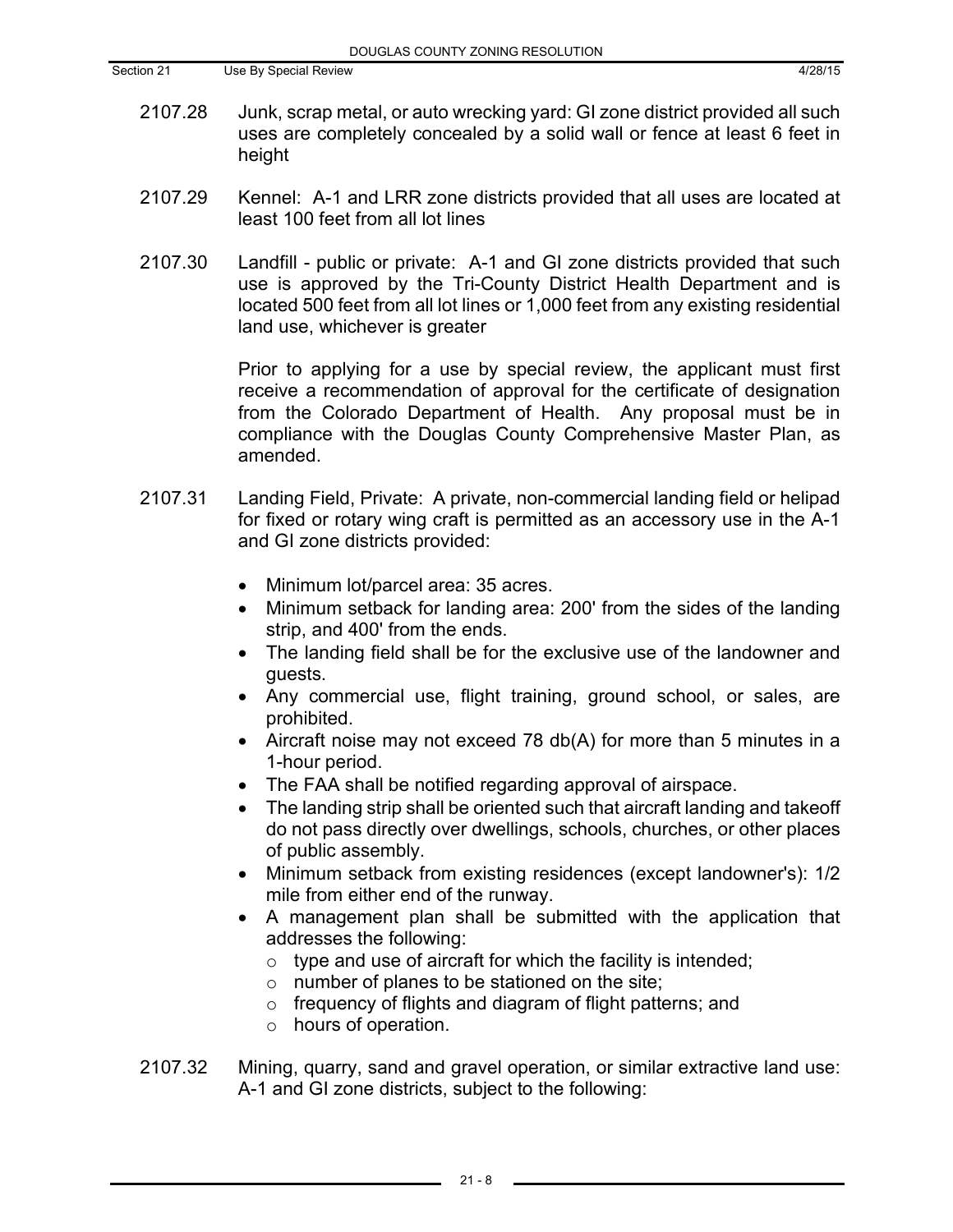2107.28 Junk, scrap metal, or auto wrecking yard: GI zone district provided all such uses are completely concealed by a solid wall or fence at least 6 feet in height

2107.29 Kennel: A-1 and LRR zone districts provided that all uses are located at least 100 feet from all lot lines

2107.30 Landfill - public or private: A-1 and GI zone districts provided that such use is approved by the Tri-County District Health Department and is located 500 feet from all lot lines or 1,000 feet from any existing residential land use, whichever is greater

Prior to applying for a use by special review, the applicant must first receive a recommendation of approval for the certificate of designation from the Colorado Department of Health. Any proposal must be in compliance with the Douglas County Comprehensive Master Plan, as amended.

2107.31 Landing Field, Private: A private, non-commercial landing field or helipad for fixed or rotary wing craft is permitted as an accessory use in the A-1 and GI zone districts provided:

- Minimum lot/parcel area: 35 acres.
- Minimum setback for landing area: 200' from the sides of the landing strip, and 400' from the ends.
- The landing field shall be for the exclusive use of the landowner and guests.
- Any commercial use, flight training, ground school, or sales, are prohibited.
- Aircraft noise may not exceed 78 db(A) for more than 5 minutes in a 1-hour period.
- The FAA shall be notified regarding approval of airspace.
- The landing strip shall be oriented such that aircraft landing and takeoff do not pass directly over dwellings, schools, churches, or other places of public assembly.
- Minimum setback from existing residences (except landowner's): 1/2 mile from either end of the runway.
- A management plan shall be submitted with the application that addresses the following:
  - type and use of aircraft for which the facility is intended;
  - number of planes to be stationed on the site;
  - frequency of flights and diagram of flight patterns; and
  - hours of operation.

2107.32 Mining, quarry, sand and gravel operation, or similar extractive land use: A-1 and GI zone districts, subject to the following: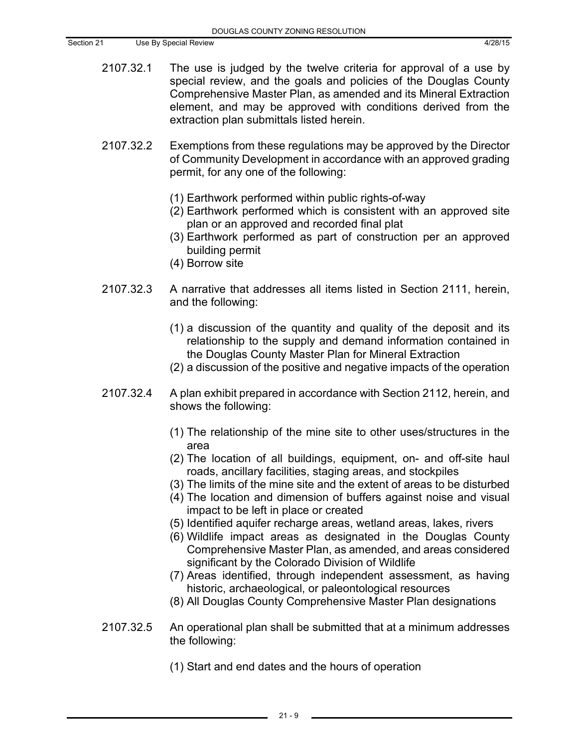2107.32.1 The use is judged by the twelve criteria for approval of a use by special review, and the goals and policies of the Douglas County Comprehensive Master Plan, as amended and its Mineral Extraction element, and may be approved with conditions derived from the extraction plan submittals listed herein.

2107.32.2 Exemptions from these regulations may be approved by the Director of Community Development in accordance with an approved grading permit, for any one of the following:

(1) Earthwork performed within public rights-of-way
(2) Earthwork performed which is consistent with an approved site plan or an approved and recorded final plat
(3) Earthwork performed as part of construction per an approved building permit
(4) Borrow site

2107.32.3 A narrative that addresses all items listed in Section 2111, herein, and the following:

(1) a discussion of the quantity and quality of the deposit and its relationship to the supply and demand information contained in the Douglas County Master Plan for Mineral Extraction
(2) a discussion of the positive and negative impacts of the operation

2107.32.4 A plan exhibit prepared in accordance with Section 2112, herein, and shows the following:

(1) The relationship of the mine site to other uses/structures in the area
(2) The location of all buildings, equipment, on- and off-site haul roads, ancillary facilities, staging areas, and stockpiles
(3) The limits of the mine site and the extent of areas to be disturbed
(4) The location and dimension of buffers against noise and visual impact to be left in place or created
(5) Identified aquifer recharge areas, wetland areas, lakes, rivers
(6) Wildlife impact areas as designated in the Douglas County Comprehensive Master Plan, as amended, and areas considered significant by the Colorado Division of Wildlife
(7) Areas identified, through independent assessment, as having historic, archaeological, or paleontological resources
(8) All Douglas County Comprehensive Master Plan designations

2107.32.5 An operational plan shall be submitted that at a minimum addresses the following:

(1) Start and end dates and the hours of operation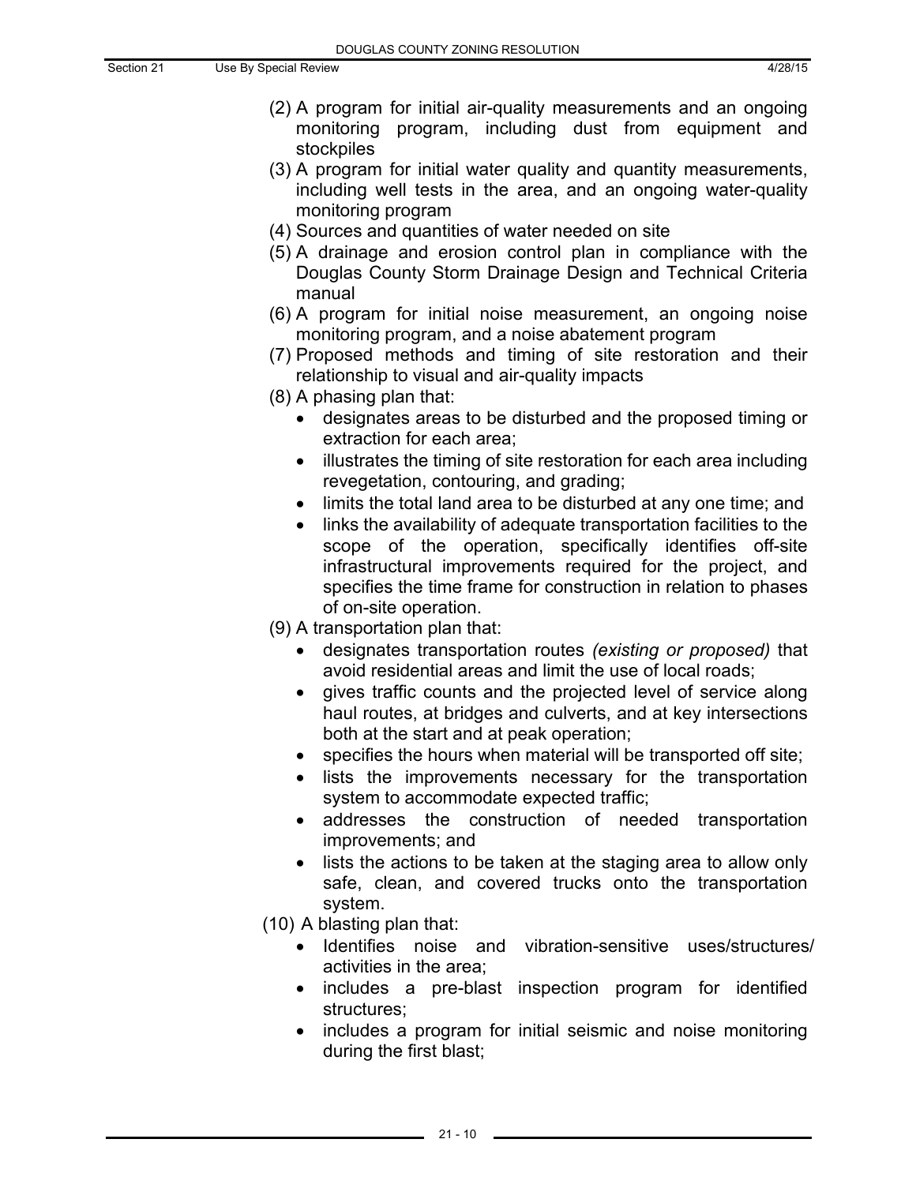(2) A program for initial air-quality measurements and an ongoing monitoring program, including dust from equipment and stockpiles

(3) A program for initial water quality and quantity measurements, including well tests in the area, and an ongoing water-quality monitoring program

(4) Sources and quantities of water needed on site

(5) A drainage and erosion control plan in compliance with the Douglas County Storm Drainage Design and Technical Criteria manual

(6) A program for initial noise measurement, an ongoing noise monitoring program, and a noise abatement program

(7) Proposed methods and timing of site restoration and their relationship to visual and air-quality impacts

(8) A phasing plan that:

- designates areas to be disturbed and the proposed timing or extraction for each area;
- illustrates the timing of site restoration for each area including revegetation, contouring, and grading;
- limits the total land area to be disturbed at any one time; and
- links the availability of adequate transportation facilities to the scope of the operation, specifically identifies off-site infrastructural improvements required for the project, and specifies the time frame for construction in relation to phases of on-site operation.

(9) A transportation plan that:

- designates transportation routes *(existing or proposed)* that avoid residential areas and limit the use of local roads;
- gives traffic counts and the projected level of service along haul routes, at bridges and culverts, and at key intersections both at the start and at peak operation;
- specifies the hours when material will be transported off site;
- lists the improvements necessary for the transportation system to accommodate expected traffic;
- addresses the construction of needed transportation improvements; and
- lists the actions to be taken at the staging area to allow only safe, clean, and covered trucks onto the transportation system.

(10) A blasting plan that:

- Identifies noise and vibration-sensitive uses/structures/activities in the area;
- includes a pre-blast inspection program for identified structures;
- includes a program for initial seismic and noise monitoring during the first blast;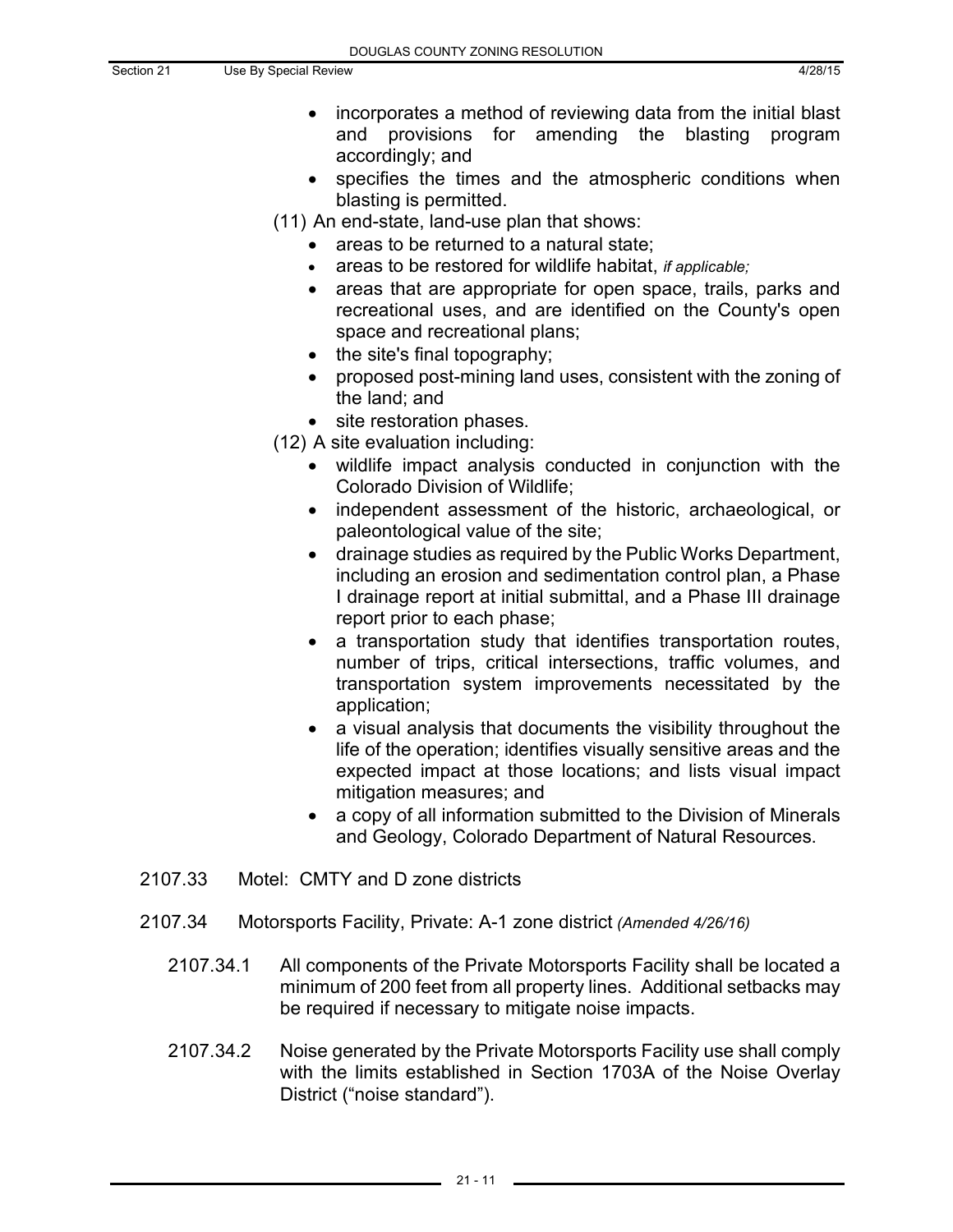- incorporates a method of reviewing data from the initial blast and provisions for amending the blasting program accordingly; and
- specifies the times and the atmospheric conditions when blasting is permitted.

(11) An end-state, land-use plan that shows:

- areas to be returned to a natural state;
- areas to be restored for wildlife habitat, *if applicable;*
- areas that are appropriate for open space, trails, parks and recreational uses, and are identified on the County's open space and recreational plans;
- the site's final topography;
- proposed post-mining land uses, consistent with the zoning of the land; and
- site restoration phases.

(12) A site evaluation including:

- wildlife impact analysis conducted in conjunction with the Colorado Division of Wildlife;
- independent assessment of the historic, archaeological, or paleontological value of the site;
- drainage studies as required by the Public Works Department, including an erosion and sedimentation control plan, a Phase I drainage report at initial submittal, and a Phase III drainage report prior to each phase;
- a transportation study that identifies transportation routes, number of trips, critical intersections, traffic volumes, and transportation system improvements necessitated by the application;
- a visual analysis that documents the visibility throughout the life of the operation; identifies visually sensitive areas and the expected impact at those locations; and lists visual impact mitigation measures; and
- a copy of all information submitted to the Division of Minerals and Geology, Colorado Department of Natural Resources.

2107.33 Motel: CMTY and D zone districts

2107.34 Motorsports Facility, Private: A-1 zone district *(Amended 4/26/16)*

2107.34.1 All components of the Private Motorsports Facility shall be located a minimum of 200 feet from all property lines. Additional setbacks may be required if necessary to mitigate noise impacts.

2107.34.2 Noise generated by the Private Motorsports Facility use shall comply with the limits established in Section 1703A of the Noise Overlay District ("noise standard").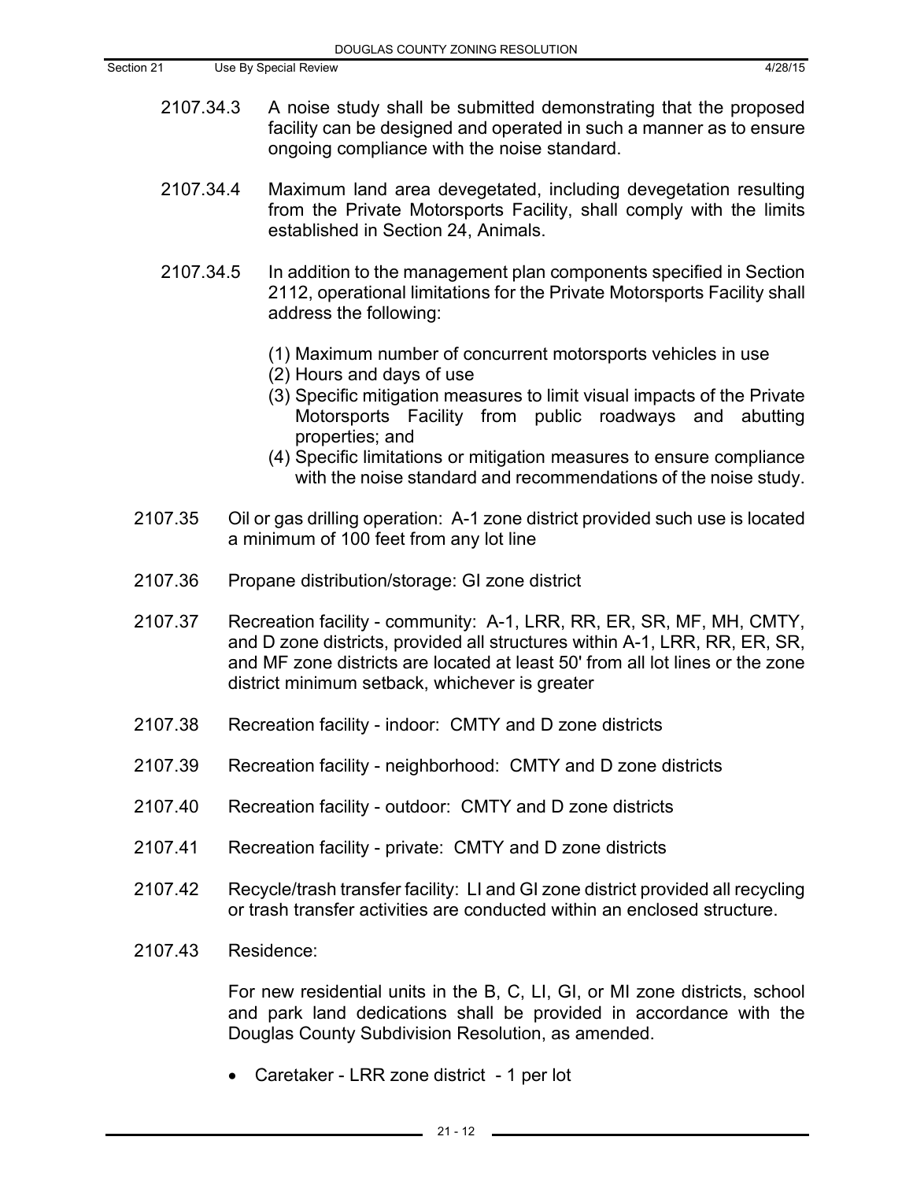2107.34.3 A noise study shall be submitted demonstrating that the proposed facility can be designed and operated in such a manner as to ensure ongoing compliance with the noise standard.

2107.34.4 Maximum land area devegetated, including devegetation resulting from the Private Motorsports Facility, shall comply with the limits established in Section 24, Animals.

2107.34.5 In addition to the management plan components specified in Section 2112, operational limitations for the Private Motorsports Facility shall address the following:

(1) Maximum number of concurrent motorsports vehicles in use
(2) Hours and days of use
(3) Specific mitigation measures to limit visual impacts of the Private Motorsports Facility from public roadways and abutting properties; and
(4) Specific limitations or mitigation measures to ensure compliance with the noise standard and recommendations of the noise study.

2107.35 Oil or gas drilling operation: A-1 zone district provided such use is located a minimum of 100 feet from any lot line

2107.36 Propane distribution/storage: GI zone district

2107.37 Recreation facility - community: A-1, LRR, RR, ER, SR, MF, MH, CMTY, and D zone districts, provided all structures within A-1, LRR, RR, ER, SR, and MF zone districts are located at least 50' from all lot lines or the zone district minimum setback, whichever is greater

2107.38 Recreation facility - indoor: CMTY and D zone districts

2107.39 Recreation facility - neighborhood: CMTY and D zone districts

2107.40 Recreation facility - outdoor: CMTY and D zone districts

2107.41 Recreation facility - private: CMTY and D zone districts

2107.42 Recycle/trash transfer facility: LI and GI zone district provided all recycling or trash transfer activities are conducted within an enclosed structure.

2107.43 Residence:

For new residential units in the B, C, LI, GI, or MI zone districts, school and park land dedications shall be provided in accordance with the Douglas County Subdivision Resolution, as amended.

- Caretaker - LRR zone district - 1 per lot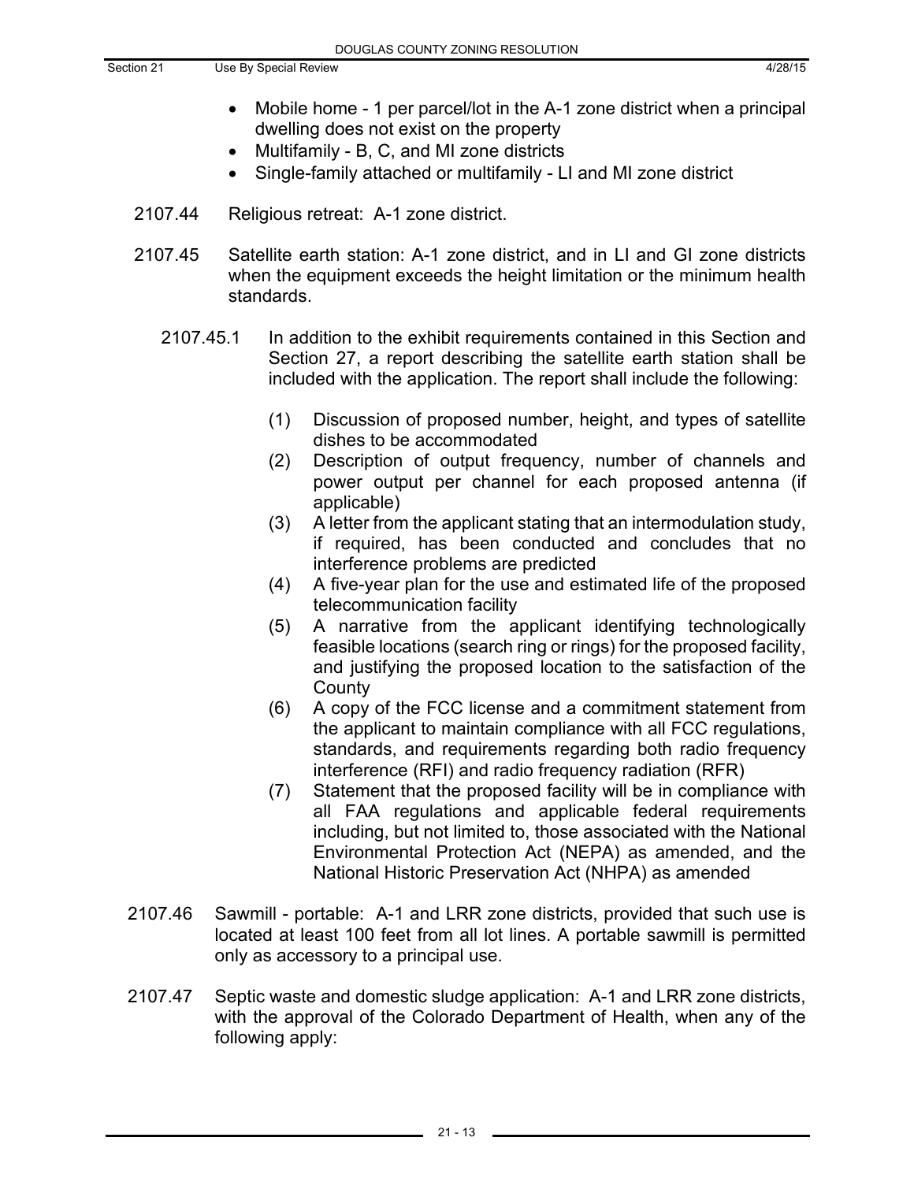- Mobile home - 1 per parcel/lot in the A-1 zone district when a principal dwelling does not exist on the property
- Multifamily - B, C, and MI zone districts
- Single-family attached or multifamily - LI and MI zone district

2107.44 Religious retreat: A-1 zone district.

2107.45 Satellite earth station: A-1 zone district, and in LI and GI zone districts when the equipment exceeds the height limitation or the minimum health standards.

2107.45.1 In addition to the exhibit requirements contained in this Section and Section 27, a report describing the satellite earth station shall be included with the application. The report shall include the following:

(1) Discussion of proposed number, height, and types of satellite dishes to be accommodated

(2) Description of output frequency, number of channels and power output per channel for each proposed antenna (if applicable)

(3) A letter from the applicant stating that an intermodulation study, if required, has been conducted and concludes that no interference problems are predicted

(4) A five-year plan for the use and estimated life of the proposed telecommunication facility

(5) A narrative from the applicant identifying technologically feasible locations (search ring or rings) for the proposed facility, and justifying the proposed location to the satisfaction of the County

(6) A copy of the FCC license and a commitment statement from the applicant to maintain compliance with all FCC regulations, standards, and requirements regarding both radio frequency interference (RFI) and radio frequency radiation (RFR)

(7) Statement that the proposed facility will be in compliance with all FAA regulations and applicable federal requirements including, but not limited to, those associated with the National Environmental Protection Act (NEPA) as amended, and the National Historic Preservation Act (NHPA) as amended

2107.46 Sawmill - portable: A-1 and LRR zone districts, provided that such use is located at least 100 feet from all lot lines. A portable sawmill is permitted only as accessory to a principal use.

2107.47 Septic waste and domestic sludge application: A-1 and LRR zone districts, with the approval of the Colorado Department of Health, when any of the following apply: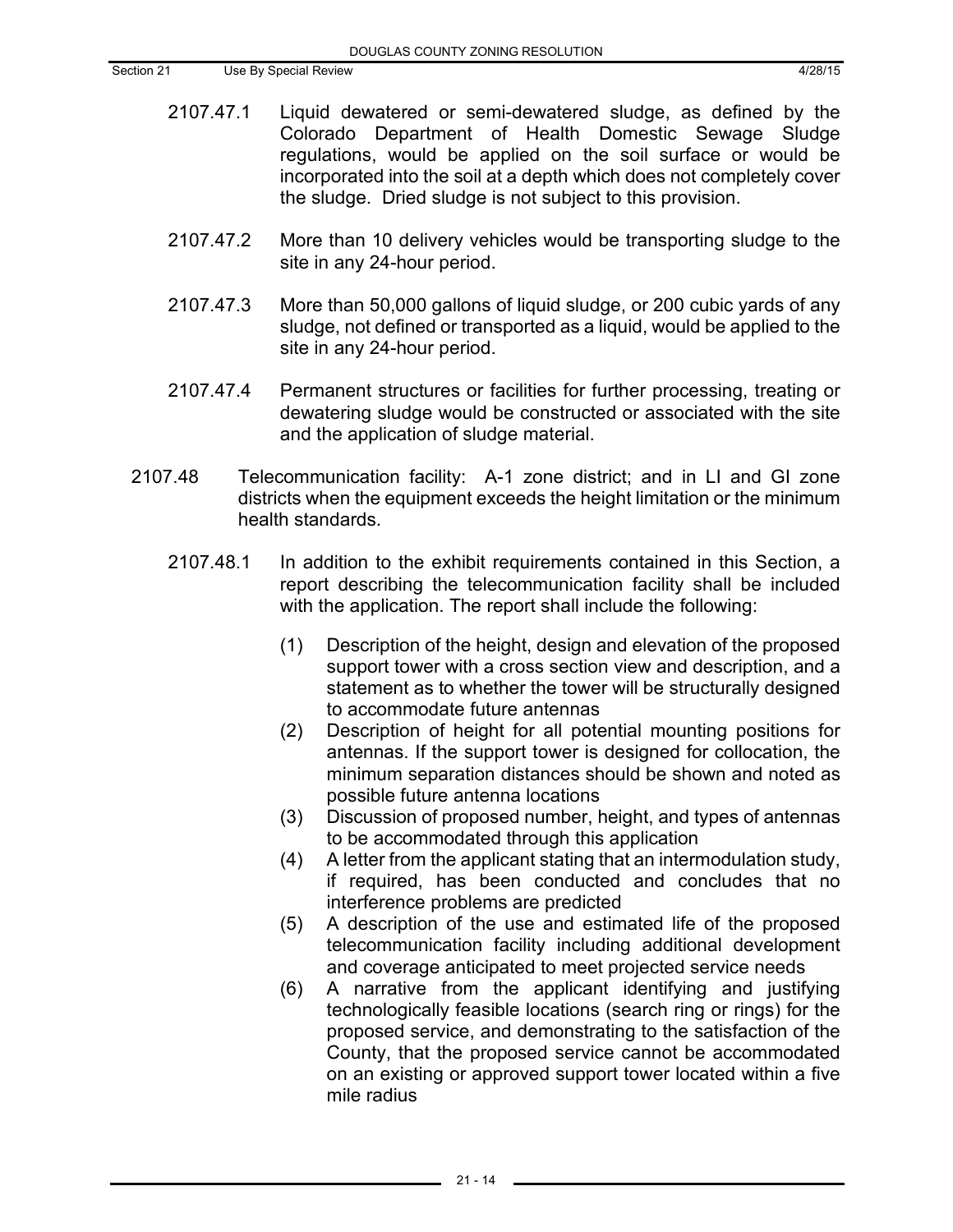2107.47.1 Liquid dewatered or semi-dewatered sludge, as defined by the Colorado Department of Health Domestic Sewage Sludge regulations, would be applied on the soil surface or would be incorporated into the soil at a depth which does not completely cover the sludge. Dried sludge is not subject to this provision.

2107.47.2 More than 10 delivery vehicles would be transporting sludge to the site in any 24-hour period.

2107.47.3 More than 50,000 gallons of liquid sludge, or 200 cubic yards of any sludge, not defined or transported as a liquid, would be applied to the site in any 24-hour period.

2107.47.4 Permanent structures or facilities for further processing, treating or dewatering sludge would be constructed or associated with the site and the application of sludge material.

2107.48 Telecommunication facility: A-1 zone district; and in LI and GI zone districts when the equipment exceeds the height limitation or the minimum health standards.

2107.48.1 In addition to the exhibit requirements contained in this Section, a report describing the telecommunication facility shall be included with the application. The report shall include the following:

(1) Description of the height, design and elevation of the proposed support tower with a cross section view and description, and a statement as to whether the tower will be structurally designed to accommodate future antennas

(2) Description of height for all potential mounting positions for antennas. If the support tower is designed for collocation, the minimum separation distances should be shown and noted as possible future antenna locations

(3) Discussion of proposed number, height, and types of antennas to be accommodated through this application

(4) A letter from the applicant stating that an intermodulation study, if required, has been conducted and concludes that no interference problems are predicted

(5) A description of the use and estimated life of the proposed telecommunication facility including additional development and coverage anticipated to meet projected service needs

(6) A narrative from the applicant identifying and justifying technologically feasible locations (search ring or rings) for the proposed service, and demonstrating to the satisfaction of the County, that the proposed service cannot be accommodated on an existing or approved support tower located within a five mile radius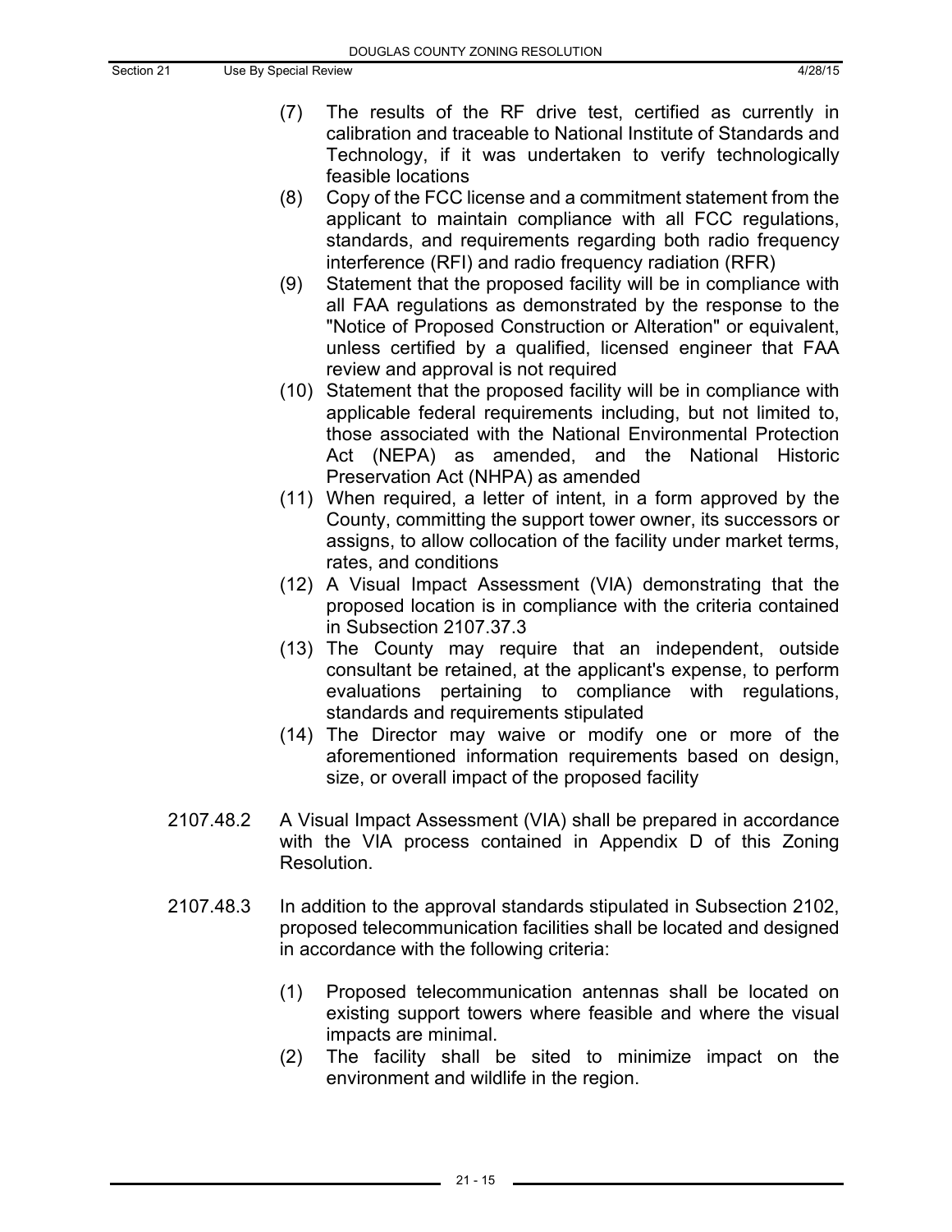(7) The results of the RF drive test, certified as currently in calibration and traceable to National Institute of Standards and Technology, if it was undertaken to verify technologically feasible locations

(8) Copy of the FCC license and a commitment statement from the applicant to maintain compliance with all FCC regulations, standards, and requirements regarding both radio frequency interference (RFI) and radio frequency radiation (RFR)

(9) Statement that the proposed facility will be in compliance with all FAA regulations as demonstrated by the response to the "Notice of Proposed Construction or Alteration" or equivalent, unless certified by a qualified, licensed engineer that FAA review and approval is not required

(10) Statement that the proposed facility will be in compliance with applicable federal requirements including, but not limited to, those associated with the National Environmental Protection Act (NEPA) as amended, and the National Historic Preservation Act (NHPA) as amended

(11) When required, a letter of intent, in a form approved by the County, committing the support tower owner, its successors or assigns, to allow collocation of the facility under market terms, rates, and conditions

(12) A Visual Impact Assessment (VIA) demonstrating that the proposed location is in compliance with the criteria contained in Subsection 2107.37.3

(13) The County may require that an independent, outside consultant be retained, at the applicant's expense, to perform evaluations pertaining to compliance with regulations, standards and requirements stipulated

(14) The Director may waive or modify one or more of the aforementioned information requirements based on design, size, or overall impact of the proposed facility

2107.48.2 A Visual Impact Assessment (VIA) shall be prepared in accordance with the VIA process contained in Appendix D of this Zoning Resolution.

2107.48.3 In addition to the approval standards stipulated in Subsection 2102, proposed telecommunication facilities shall be located and designed in accordance with the following criteria:

(1) Proposed telecommunication antennas shall be located on existing support towers where feasible and where the visual impacts are minimal.

(2) The facility shall be sited to minimize impact on the environment and wildlife in the region.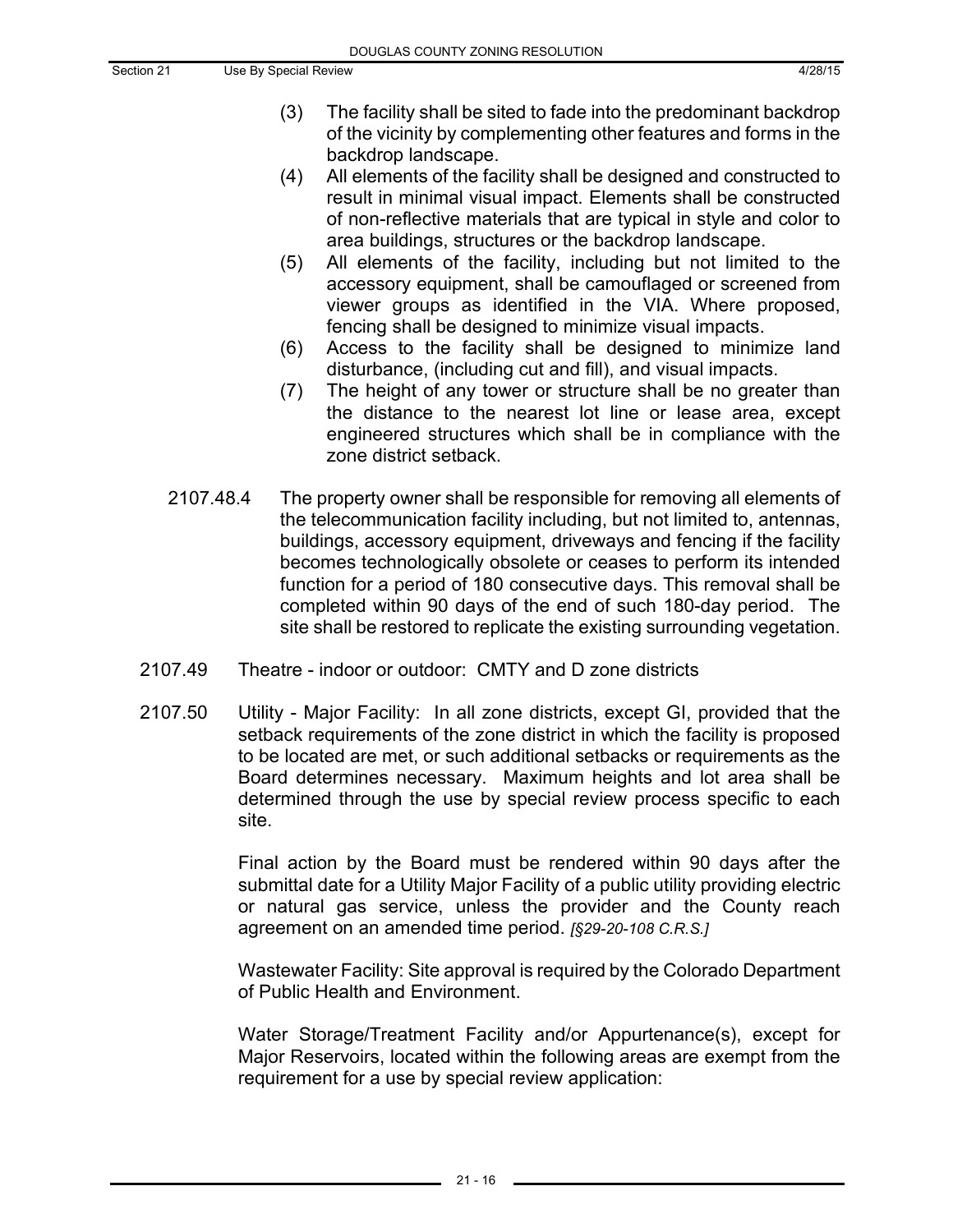(3) The facility shall be sited to fade into the predominant backdrop of the vicinity by complementing other features and forms in the backdrop landscape.

(4) All elements of the facility shall be designed and constructed to result in minimal visual impact. Elements shall be constructed of non-reflective materials that are typical in style and color to area buildings, structures or the backdrop landscape.

(5) All elements of the facility, including but not limited to the accessory equipment, shall be camouflaged or screened from viewer groups as identified in the VIA. Where proposed, fencing shall be designed to minimize visual impacts.

(6) Access to the facility shall be designed to minimize land disturbance, (including cut and fill), and visual impacts.

(7) The height of any tower or structure shall be no greater than the distance to the nearest lot line or lease area, except engineered structures which shall be in compliance with the zone district setback.

2107.48.4 The property owner shall be responsible for removing all elements of the telecommunication facility including, but not limited to, antennas, buildings, accessory equipment, driveways and fencing if the facility becomes technologically obsolete or ceases to perform its intended function for a period of 180 consecutive days. This removal shall be completed within 90 days of the end of such 180-day period. The site shall be restored to replicate the existing surrounding vegetation.

2107.49 Theatre - indoor or outdoor: CMTY and D zone districts

2107.50 Utility - Major Facility: In all zone districts, except GI, provided that the setback requirements of the zone district in which the facility is proposed to be located are met, or such additional setbacks or requirements as the Board determines necessary. Maximum heights and lot area shall be determined through the use by special review process specific to each site.

Final action by the Board must be rendered within 90 days after the submittal date for a Utility Major Facility of a public utility providing electric or natural gas service, unless the provider and the County reach agreement on an amended time period. *[§29-20-108 C.R.S.]*

Wastewater Facility: Site approval is required by the Colorado Department of Public Health and Environment.

Water Storage/Treatment Facility and/or Appurtenance(s), except for Major Reservoirs, located within the following areas are exempt from the requirement for a use by special review application: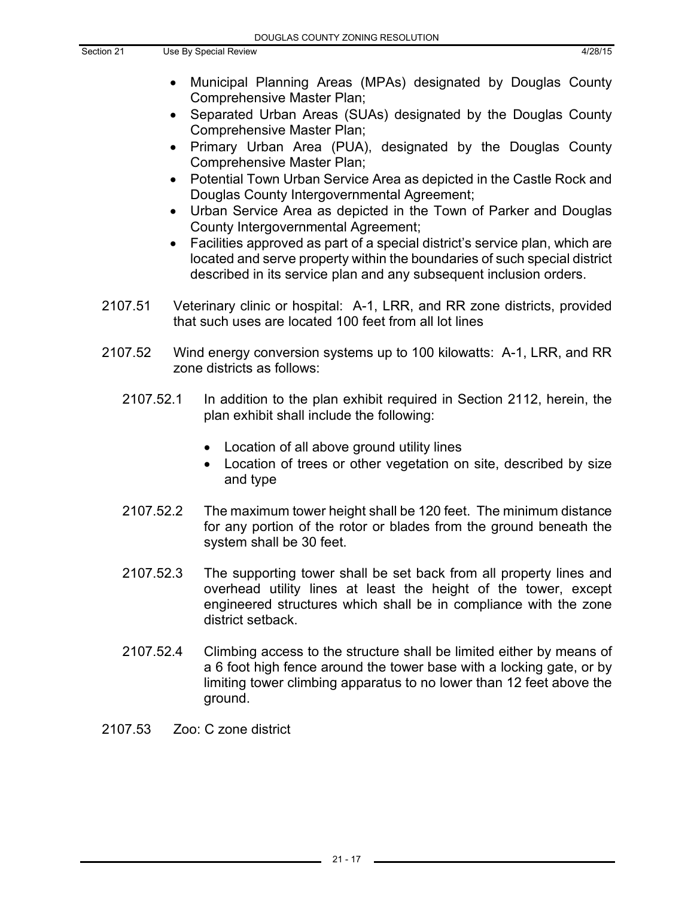- Municipal Planning Areas (MPAs) designated by Douglas County Comprehensive Master Plan;
- Separated Urban Areas (SUAs) designated by the Douglas County Comprehensive Master Plan;
- Primary Urban Area (PUA), designated by the Douglas County Comprehensive Master Plan;
- Potential Town Urban Service Area as depicted in the Castle Rock and Douglas County Intergovernmental Agreement;
- Urban Service Area as depicted in the Town of Parker and Douglas County Intergovernmental Agreement;
- Facilities approved as part of a special district's service plan, which are located and serve property within the boundaries of such special district described in its service plan and any subsequent inclusion orders.

2107.51 Veterinary clinic or hospital: A-1, LRR, and RR zone districts, provided that such uses are located 100 feet from all lot lines

2107.52 Wind energy conversion systems up to 100 kilowatts: A-1, LRR, and RR zone districts as follows:

2107.52.1 In addition to the plan exhibit required in Section 2112, herein, the plan exhibit shall include the following:

- Location of all above ground utility lines
- Location of trees or other vegetation on site, described by size and type

2107.52.2 The maximum tower height shall be 120 feet. The minimum distance for any portion of the rotor or blades from the ground beneath the system shall be 30 feet.

2107.52.3 The supporting tower shall be set back from all property lines and overhead utility lines at least the height of the tower, except engineered structures which shall be in compliance with the zone district setback.

2107.52.4 Climbing access to the structure shall be limited either by means of a 6 foot high fence around the tower base with a locking gate, or by limiting tower climbing apparatus to no lower than 12 feet above the ground.

2107.53 Zoo: C zone district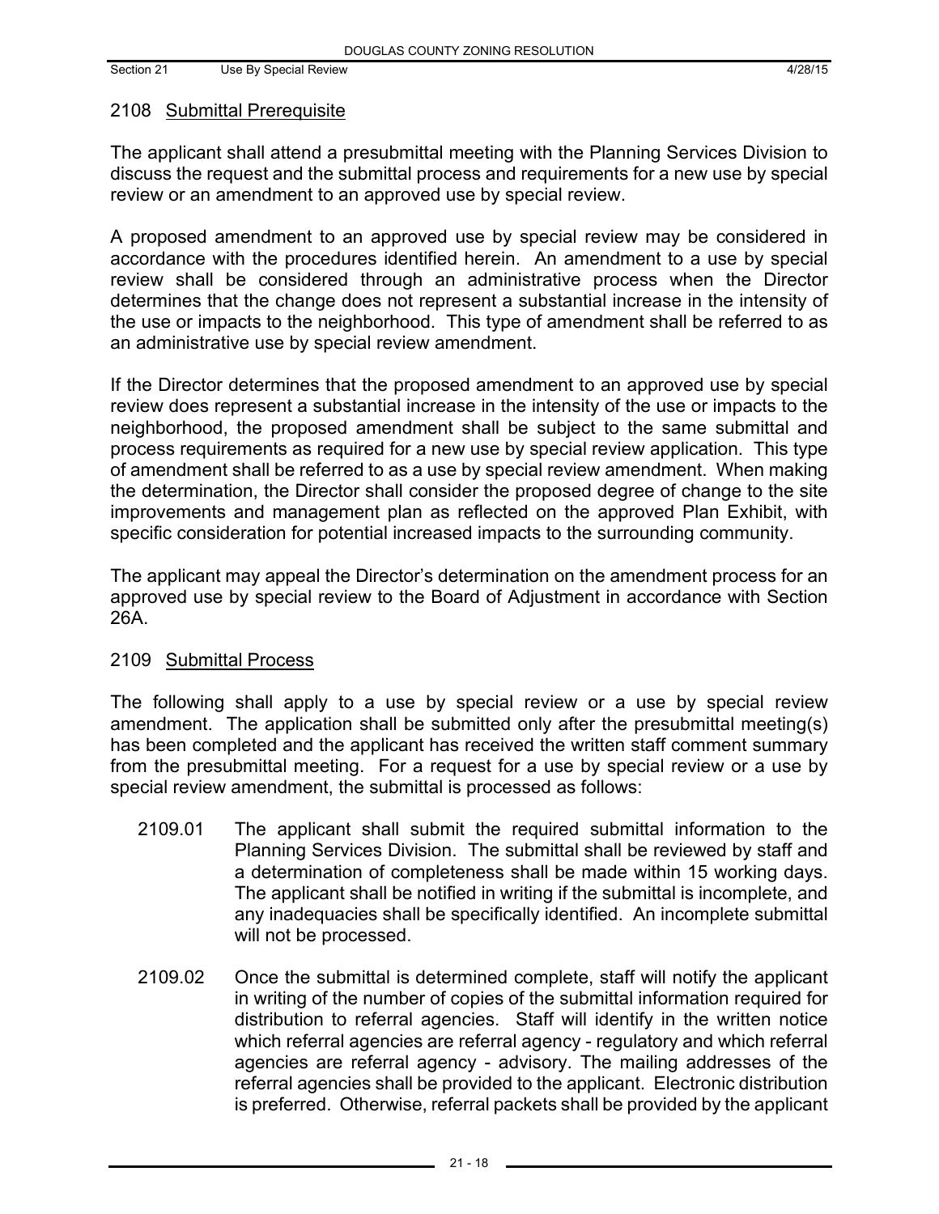## 2108 Submittal Prerequisite

The applicant shall attend a presubmittal meeting with the Planning Services Division to discuss the request and the submittal process and requirements for a new use by special review or an amendment to an approved use by special review.

A proposed amendment to an approved use by special review may be considered in accordance with the procedures identified herein. An amendment to a use by special review shall be considered through an administrative process when the Director determines that the change does not represent a substantial increase in the intensity of the use or impacts to the neighborhood. This type of amendment shall be referred to as an administrative use by special review amendment.

If the Director determines that the proposed amendment to an approved use by special review does represent a substantial increase in the intensity of the use or impacts to the neighborhood, the proposed amendment shall be subject to the same submittal and process requirements as required for a new use by special review application. This type of amendment shall be referred to as a use by special review amendment. When making the determination, the Director shall consider the proposed degree of change to the site improvements and management plan as reflected on the approved Plan Exhibit, with specific consideration for potential increased impacts to the surrounding community.

The applicant may appeal the Director's determination on the amendment process for an approved use by special review to the Board of Adjustment in accordance with Section 26A.

## 2109 Submittal Process

The following shall apply to a use by special review or a use by special review amendment. The application shall be submitted only after the presubmittal meeting(s) has been completed and the applicant has received the written staff comment summary from the presubmittal meeting. For a request for a use by special review or a use by special review amendment, the submittal is processed as follows:

2109.01 The applicant shall submit the required submittal information to the Planning Services Division. The submittal shall be reviewed by staff and a determination of completeness shall be made within 15 working days. The applicant shall be notified in writing if the submittal is incomplete, and any inadequacies shall be specifically identified. An incomplete submittal will not be processed.

2109.02 Once the submittal is determined complete, staff will notify the applicant in writing of the number of copies of the submittal information required for distribution to referral agencies. Staff will identify in the written notice which referral agencies are referral agency - regulatory and which referral agencies are referral agency - advisory. The mailing addresses of the referral agencies shall be provided to the applicant. Electronic distribution is preferred. Otherwise, referral packets shall be provided by the applicant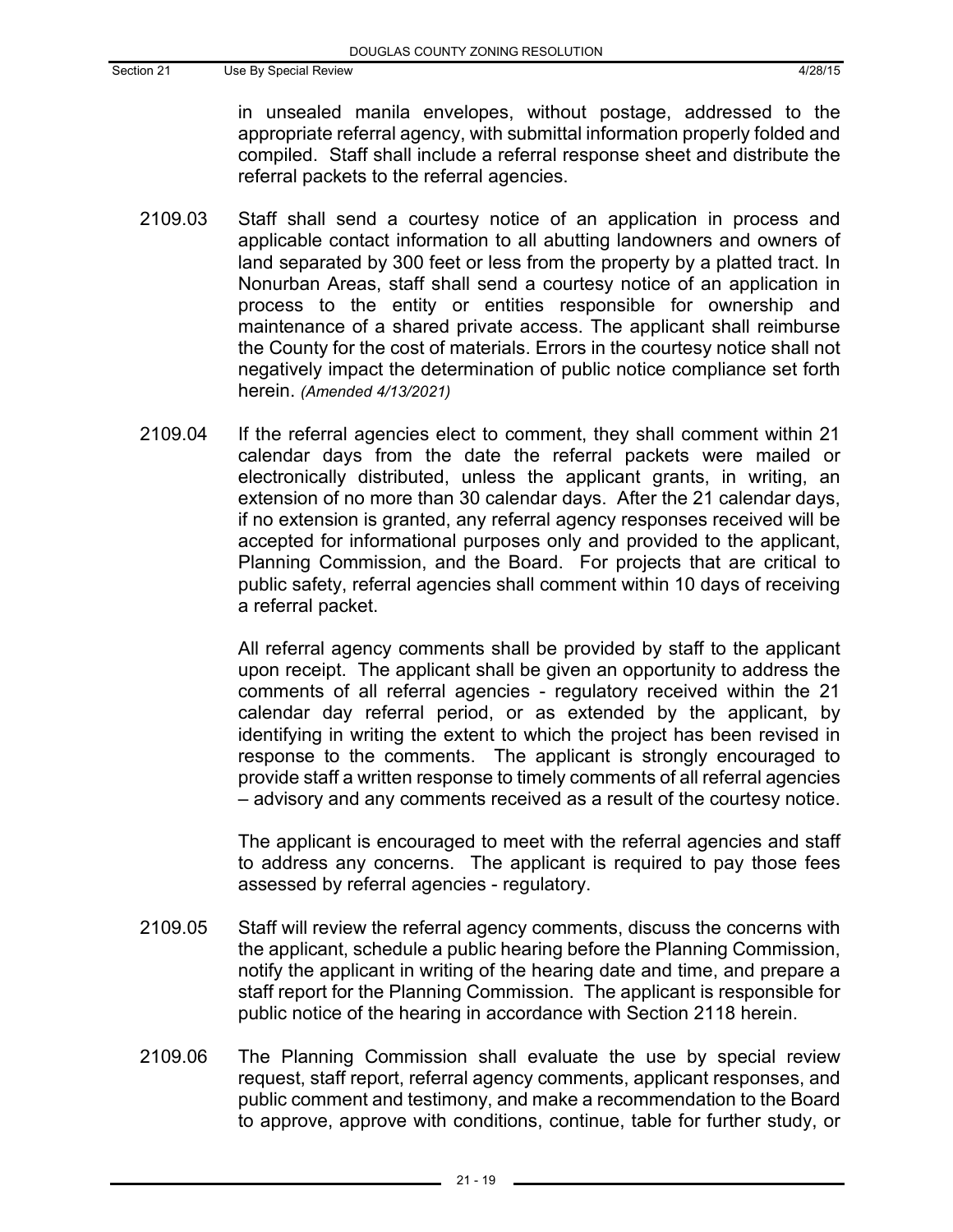in unsealed manila envelopes, without postage, addressed to the appropriate referral agency, with submittal information properly folded and compiled. Staff shall include a referral response sheet and distribute the referral packets to the referral agencies.

2109.03 Staff shall send a courtesy notice of an application in process and applicable contact information to all abutting landowners and owners of land separated by 300 feet or less from the property by a platted tract. In Nonurban Areas, staff shall send a courtesy notice of an application in process to the entity or entities responsible for ownership and maintenance of a shared private access. The applicant shall reimburse the County for the cost of materials. Errors in the courtesy notice shall not negatively impact the determination of public notice compliance set forth herein. *(Amended 4/13/2021)*

2109.04 If the referral agencies elect to comment, they shall comment within 21 calendar days from the date the referral packets were mailed or electronically distributed, unless the applicant grants, in writing, an extension of no more than 30 calendar days. After the 21 calendar days, if no extension is granted, any referral agency responses received will be accepted for informational purposes only and provided to the applicant, Planning Commission, and the Board. For projects that are critical to public safety, referral agencies shall comment within 10 days of receiving a referral packet.

All referral agency comments shall be provided by staff to the applicant upon receipt. The applicant shall be given an opportunity to address the comments of all referral agencies - regulatory received within the 21 calendar day referral period, or as extended by the applicant, by identifying in writing the extent to which the project has been revised in response to the comments. The applicant is strongly encouraged to provide staff a written response to timely comments of all referral agencies – advisory and any comments received as a result of the courtesy notice.

The applicant is encouraged to meet with the referral agencies and staff to address any concerns. The applicant is required to pay those fees assessed by referral agencies - regulatory.

2109.05 Staff will review the referral agency comments, discuss the concerns with the applicant, schedule a public hearing before the Planning Commission, notify the applicant in writing of the hearing date and time, and prepare a staff report for the Planning Commission. The applicant is responsible for public notice of the hearing in accordance with Section 2118 herein.

2109.06 The Planning Commission shall evaluate the use by special review request, staff report, referral agency comments, applicant responses, and public comment and testimony, and make a recommendation to the Board to approve, approve with conditions, continue, table for further study, or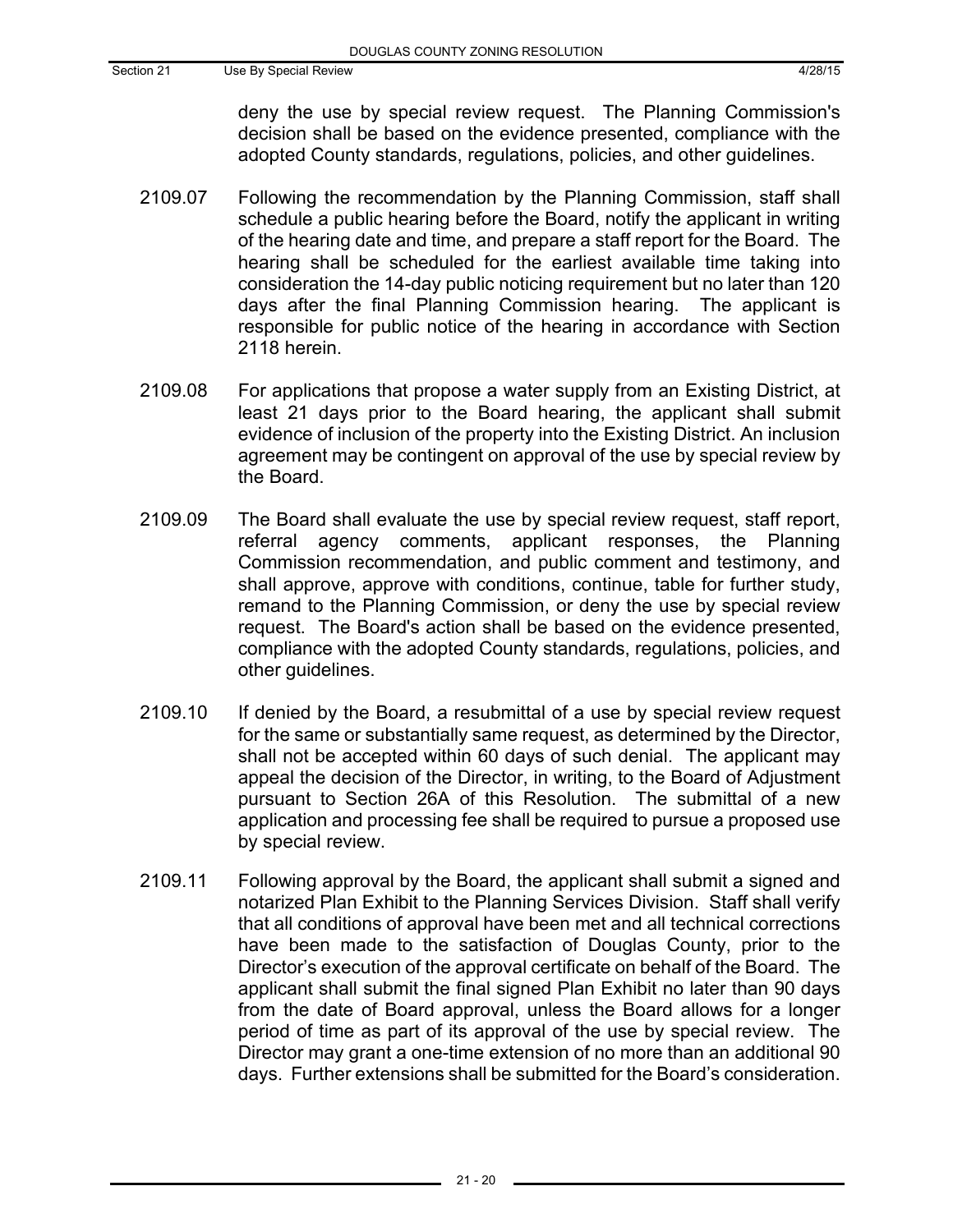deny the use by special review request. The Planning Commission's decision shall be based on the evidence presented, compliance with the adopted County standards, regulations, policies, and other guidelines.

2109.07 Following the recommendation by the Planning Commission, staff shall schedule a public hearing before the Board, notify the applicant in writing of the hearing date and time, and prepare a staff report for the Board. The hearing shall be scheduled for the earliest available time taking into consideration the 14-day public noticing requirement but no later than 120 days after the final Planning Commission hearing. The applicant is responsible for public notice of the hearing in accordance with Section 2118 herein.

2109.08 For applications that propose a water supply from an Existing District, at least 21 days prior to the Board hearing, the applicant shall submit evidence of inclusion of the property into the Existing District. An inclusion agreement may be contingent on approval of the use by special review by the Board.

2109.09 The Board shall evaluate the use by special review request, staff report, referral agency comments, applicant responses, the Planning Commission recommendation, and public comment and testimony, and shall approve, approve with conditions, continue, table for further study, remand to the Planning Commission, or deny the use by special review request. The Board's action shall be based on the evidence presented, compliance with the adopted County standards, regulations, policies, and other guidelines.

2109.10 If denied by the Board, a resubmittal of a use by special review request for the same or substantially same request, as determined by the Director, shall not be accepted within 60 days of such denial. The applicant may appeal the decision of the Director, in writing, to the Board of Adjustment pursuant to Section 26A of this Resolution. The submittal of a new application and processing fee shall be required to pursue a proposed use by special review.

2109.11 Following approval by the Board, the applicant shall submit a signed and notarized Plan Exhibit to the Planning Services Division. Staff shall verify that all conditions of approval have been met and all technical corrections have been made to the satisfaction of Douglas County, prior to the Director's execution of the approval certificate on behalf of the Board. The applicant shall submit the final signed Plan Exhibit no later than 90 days from the date of Board approval, unless the Board allows for a longer period of time as part of its approval of the use by special review. The Director may grant a one-time extension of no more than an additional 90 days. Further extensions shall be submitted for the Board's consideration.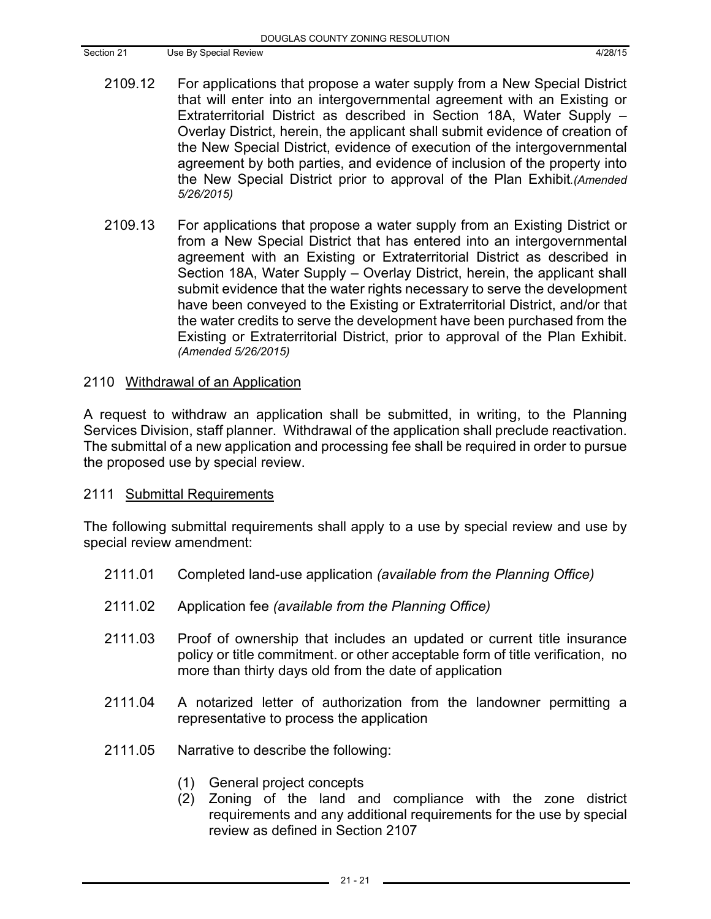2109.12 For applications that propose a water supply from a New Special District that will enter into an intergovernmental agreement with an Existing or Extraterritorial District as described in Section 18A, Water Supply – Overlay District, herein, the applicant shall submit evidence of creation of the New Special District, evidence of execution of the intergovernmental agreement by both parties, and evidence of inclusion of the property into the New Special District prior to approval of the Plan Exhibit. *(Amended 5/26/2015)*

2109.13 For applications that propose a water supply from an Existing District or from a New Special District that has entered into an intergovernmental agreement with an Existing or Extraterritorial District as described in Section 18A, Water Supply – Overlay District, herein, the applicant shall submit evidence that the water rights necessary to serve the development have been conveyed to the Existing or Extraterritorial District, and/or that the water credits to serve the development have been purchased from the Existing or Extraterritorial District, prior to approval of the Plan Exhibit. *(Amended 5/26/2015)*

## 2110 Withdrawal of an Application

A request to withdraw an application shall be submitted, in writing, to the Planning Services Division, staff planner. Withdrawal of the application shall preclude reactivation. The submittal of a new application and processing fee shall be required in order to pursue the proposed use by special review.

## 2111 Submittal Requirements

The following submittal requirements shall apply to a use by special review and use by special review amendment:

2111.01 Completed land-use application *(available from the Planning Office)*

2111.02 Application fee *(available from the Planning Office)*

2111.03 Proof of ownership that includes an updated or current title insurance policy or title commitment. or other acceptable form of title verification, no more than thirty days old from the date of application

2111.04 A notarized letter of authorization from the landowner permitting a representative to process the application

2111.05 Narrative to describe the following:

(1) General project concepts
(2) Zoning of the land and compliance with the zone district requirements and any additional requirements for the use by special review as defined in Section 2107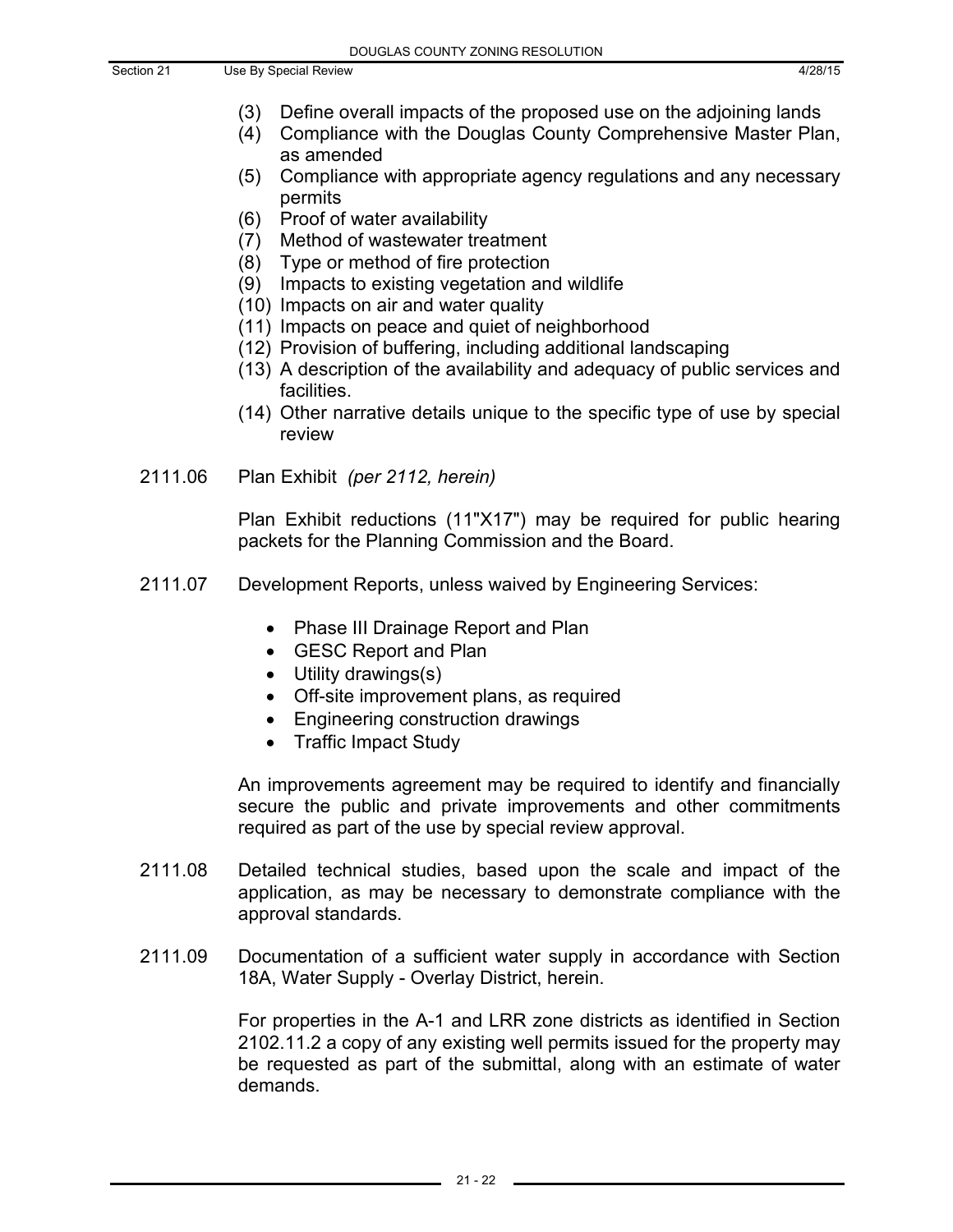(3) Define overall impacts of the proposed use on the adjoining lands
(4) Compliance with the Douglas County Comprehensive Master Plan, as amended
(5) Compliance with appropriate agency regulations and any necessary permits
(6) Proof of water availability
(7) Method of wastewater treatment
(8) Type or method of fire protection
(9) Impacts to existing vegetation and wildlife
(10) Impacts on air and water quality
(11) Impacts on peace and quiet of neighborhood
(12) Provision of buffering, including additional landscaping
(13) A description of the availability and adequacy of public services and facilities.
(14) Other narrative details unique to the specific type of use by special review

2111.06 Plan Exhibit *(per 2112, herein)*

Plan Exhibit reductions (11"X17") may be required for public hearing packets for the Planning Commission and the Board.

2111.07 Development Reports, unless waived by Engineering Services:

- Phase III Drainage Report and Plan
- GESC Report and Plan
- Utility drawings(s)
- Off-site improvement plans, as required
- Engineering construction drawings
- Traffic Impact Study

An improvements agreement may be required to identify and financially secure the public and private improvements and other commitments required as part of the use by special review approval.

2111.08 Detailed technical studies, based upon the scale and impact of the application, as may be necessary to demonstrate compliance with the approval standards.

2111.09 Documentation of a sufficient water supply in accordance with Section 18A, Water Supply - Overlay District, herein.

For properties in the A-1 and LRR zone districts as identified in Section 2102.11.2 a copy of any existing well permits issued for the property may be requested as part of the submittal, along with an estimate of water demands.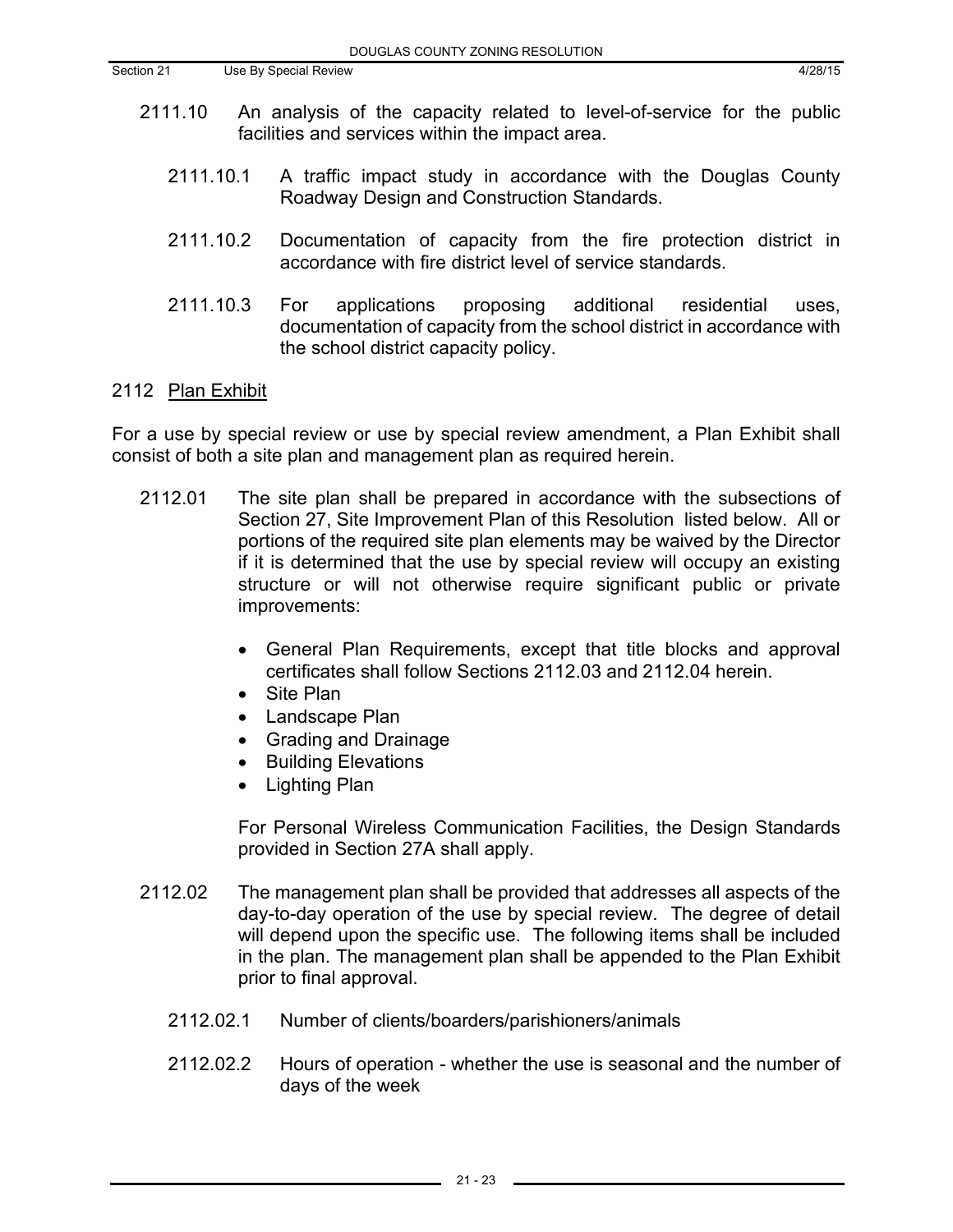2111.10 An analysis of the capacity related to level-of-service for the public facilities and services within the impact area.

2111.10.1 A traffic impact study in accordance with the Douglas County Roadway Design and Construction Standards.

2111.10.2 Documentation of capacity from the fire protection district in accordance with fire district level of service standards.

2111.10.3 For applications proposing additional residential uses, documentation of capacity from the school district in accordance with the school district capacity policy.

## 2112 Plan Exhibit

For a use by special review or use by special review amendment, a Plan Exhibit shall consist of both a site plan and management plan as required herein.

2112.01 The site plan shall be prepared in accordance with the subsections of Section 27, Site Improvement Plan of this Resolution listed below. All or portions of the required site plan elements may be waived by the Director if it is determined that the use by special review will occupy an existing structure or will not otherwise require significant public or private improvements:

- General Plan Requirements, except that title blocks and approval certificates shall follow Sections 2112.03 and 2112.04 herein.
- Site Plan
- Landscape Plan
- Grading and Drainage
- Building Elevations
- Lighting Plan

For Personal Wireless Communication Facilities, the Design Standards provided in Section 27A shall apply.

2112.02 The management plan shall be provided that addresses all aspects of the day-to-day operation of the use by special review. The degree of detail will depend upon the specific use. The following items shall be included in the plan. The management plan shall be appended to the Plan Exhibit prior to final approval.

2112.02.1 Number of clients/boarders/parishioners/animals

2112.02.2 Hours of operation - whether the use is seasonal and the number of days of the week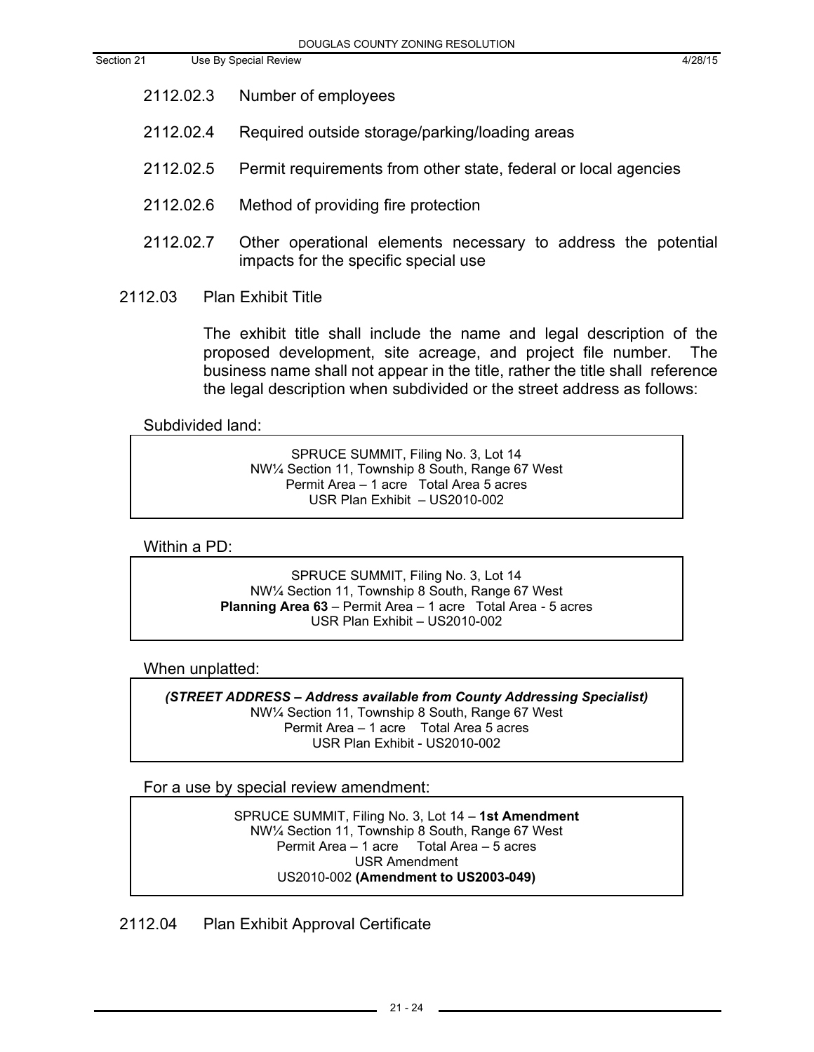2112.02.3 Number of employees

2112.02.4 Required outside storage/parking/loading areas

2112.02.5 Permit requirements from other state, federal or local agencies

2112.02.6 Method of providing fire protection

2112.02.7 Other operational elements necessary to address the potential impacts for the specific special use

2112.03 Plan Exhibit Title

The exhibit title shall include the name and legal description of the proposed development, site acreage, and project file number. The business name shall not appear in the title, rather the title shall reference the legal description when subdivided or the street address as follows:

Subdivided land:

> SPRUCE SUMMIT, Filing No. 3, Lot 14
> NW¼ Section 11, Township 8 South, Range 67 West
> Permit Area – 1 acre Total Area 5 acres
> USR Plan Exhibit – US2010-002

Within a PD:

> SPRUCE SUMMIT, Filing No. 3, Lot 14
> NW¼ Section 11, Township 8 South, Range 67 West
> **Planning Area 63** – Permit Area – 1 acre Total Area - 5 acres
> USR Plan Exhibit – US2010-002

When unplatted:

> ***(STREET ADDRESS – Address available from County Addressing Specialist)***
> NW¼ Section 11, Township 8 South, Range 67 West
> Permit Area – 1 acre Total Area 5 acres
> USR Plan Exhibit - US2010-002

For a use by special review amendment:

> SPRUCE SUMMIT, Filing No. 3, Lot 14 – **1st Amendment**
> NW¼ Section 11, Township 8 South, Range 67 West
> Permit Area – 1 acre Total Area – 5 acres
> USR Amendment
> US2010-002 **(Amendment to US2003-049)**

2112.04 Plan Exhibit Approval Certificate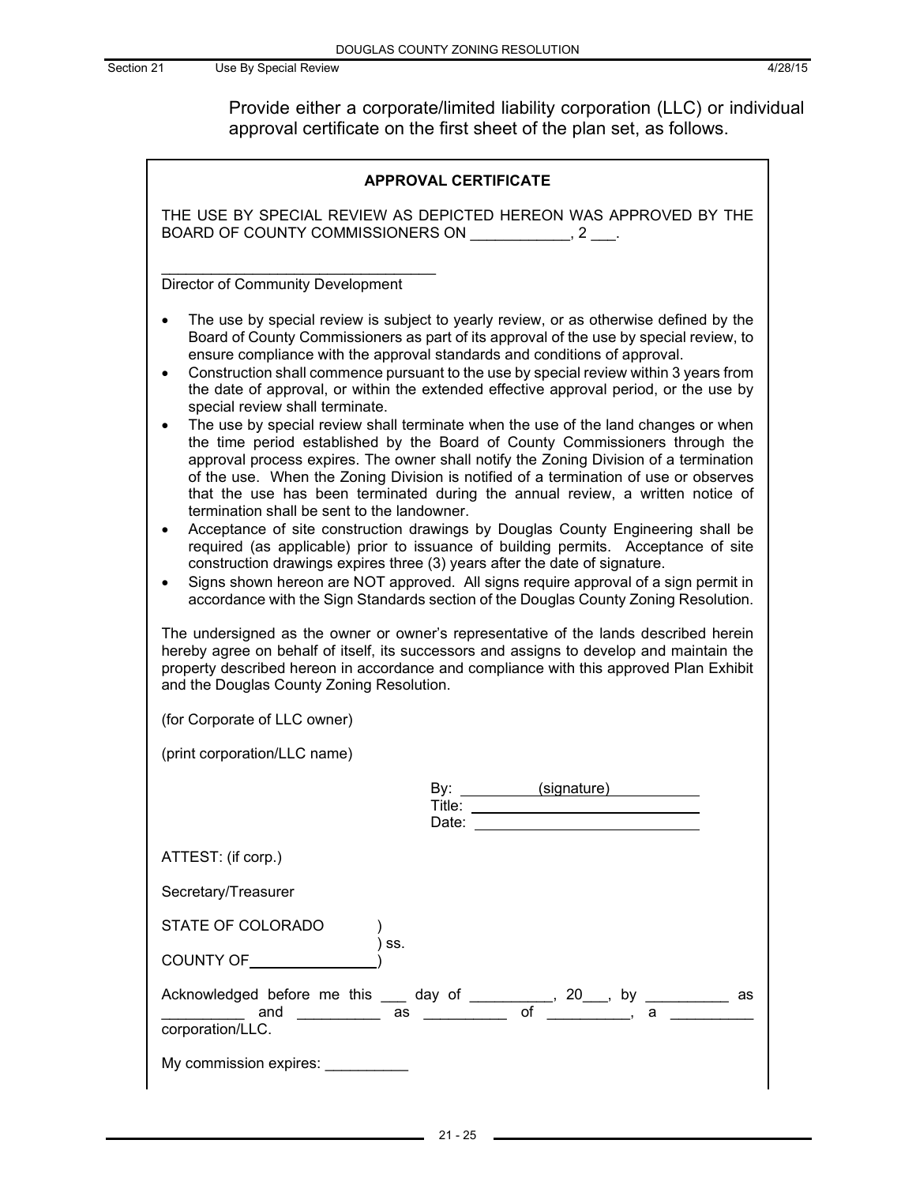Provide either a corporate/limited liability corporation (LLC) or individual approval certificate on the first sheet of the plan set, as follows.

**APPROVAL CERTIFICATE**

THE USE BY SPECIAL REVIEW AS DEPICTED HEREON WAS APPROVED BY THE BOARD OF COUNTY COMMISSIONERS ON ____________, 2 ___.

_________________________________
Director of Community Development

- The use by special review is subject to yearly review, or as otherwise defined by the Board of County Commissioners as part of its approval of the use by special review, to ensure compliance with the approval standards and conditions of approval.
- Construction shall commence pursuant to the use by special review within 3 years from the date of approval, or within the extended effective approval period, or the use by special review shall terminate.
- The use by special review shall terminate when the use of the land changes or when the time period established by the Board of County Commissioners through the approval process expires. The owner shall notify the Zoning Division of a termination of the use. When the Zoning Division is notified of a termination of use or observes that the use has been terminated during the annual review, a written notice of termination shall be sent to the landowner.
- Acceptance of site construction drawings by Douglas County Engineering shall be required (as applicable) prior to issuance of building permits. Acceptance of site construction drawings expires three (3) years after the date of signature.
- Signs shown hereon are NOT approved. All signs require approval of a sign permit in accordance with the Sign Standards section of the Douglas County Zoning Resolution.

The undersigned as the owner or owner's representative of the lands described herein hereby agree on behalf of itself, its successors and assigns to develop and maintain the property described hereon in accordance and compliance with this approved Plan Exhibit and the Douglas County Zoning Resolution.

(for Corporate of LLC owner)

(print corporation/LLC name)

By: __________(signature)__________
Title: ____________________________
Date: ____________________________

ATTEST: (if corp.)

Secretary/Treasurer

STATE OF COLORADO )
) ss.
COUNTY OF________________)

Acknowledged before me this ___ day of __________, 20___, by __________ as __________ and __________ as __________ of __________, a __________ corporation/LLC.

My commission expires: __________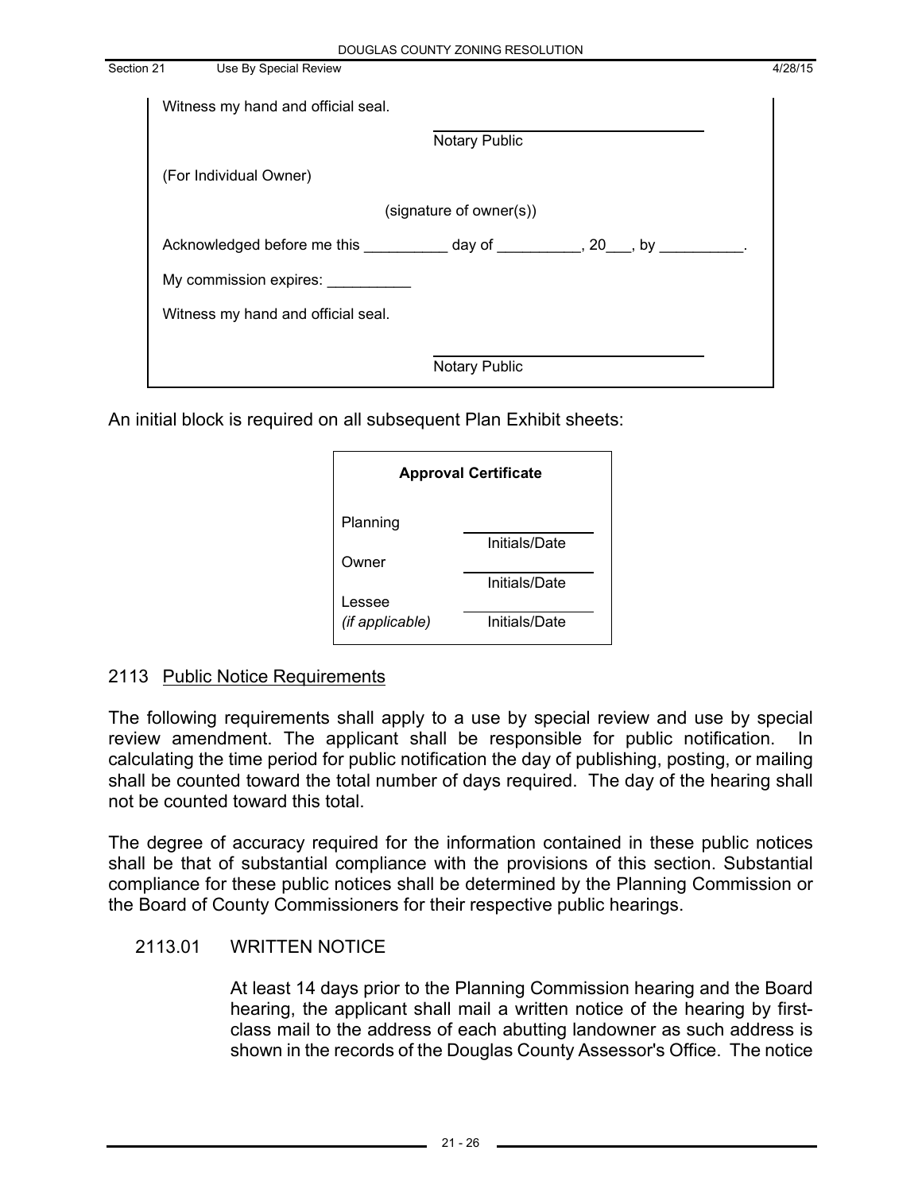Witness my hand and official seal.

______________________________
Notary Public

(For Individual Owner)

(signature of owner(s))

Acknowledged before me this __________ day of __________, 20___, by __________.

My commission expires: __________

Witness my hand and official seal.

______________________________
Notary Public

An initial block is required on all subsequent Plan Exhibit sheets:

| **Approval Certificate** | |
|---|---|
| Planning | ______________ Initials/Date |
| Owner | ______________ Initials/Date |
| Lessee *(if applicable)* | ______________ Initials/Date |

## 2113 Public Notice Requirements

The following requirements shall apply to a use by special review and use by special review amendment. The applicant shall be responsible for public notification. In calculating the time period for public notification the day of publishing, posting, or mailing shall be counted toward the total number of days required. The day of the hearing shall not be counted toward this total.

The degree of accuracy required for the information contained in these public notices shall be that of substantial compliance with the provisions of this section. Substantial compliance for these public notices shall be determined by the Planning Commission or the Board of County Commissioners for their respective public hearings.

### 2113.01 WRITTEN NOTICE

At least 14 days prior to the Planning Commission hearing and the Board hearing, the applicant shall mail a written notice of the hearing by first-class mail to the address of each abutting landowner as such address is shown in the records of the Douglas County Assessor's Office. The notice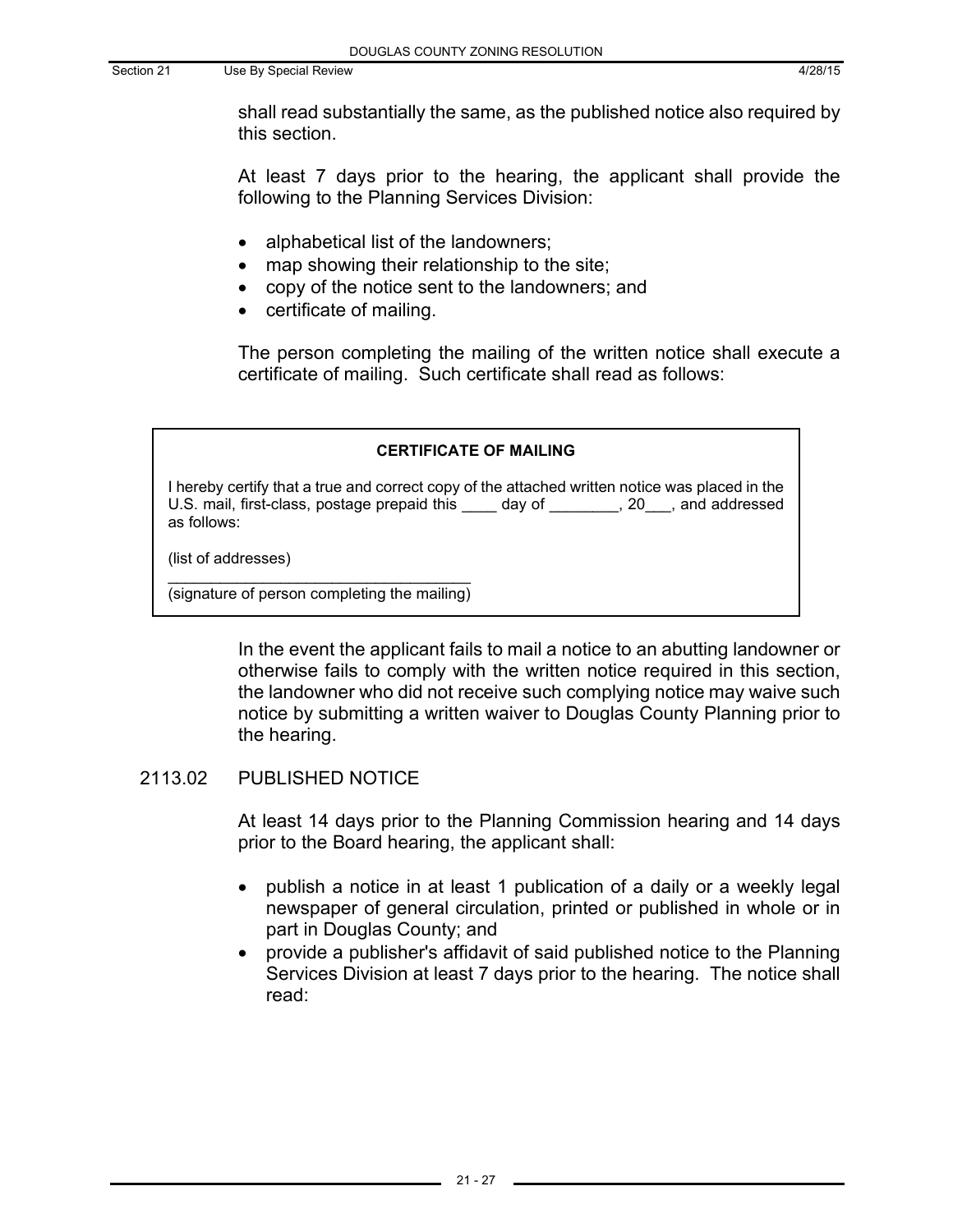shall read substantially the same, as the published notice also required by this section.

At least 7 days prior to the hearing, the applicant shall provide the following to the Planning Services Division:

- alphabetical list of the landowners;
- map showing their relationship to the site;
- copy of the notice sent to the landowners; and
- certificate of mailing.

The person completing the mailing of the written notice shall execute a certificate of mailing. Such certificate shall read as follows:

**CERTIFICATE OF MAILING**

I hereby certify that a true and correct copy of the attached written notice was placed in the U.S. mail, first-class, postage prepaid this ____ day of ________, 20___, and addressed as follows:

(list of addresses)

___________________________________
(signature of person completing the mailing)

In the event the applicant fails to mail a notice to an abutting landowner or otherwise fails to comply with the written notice required in this section, the landowner who did not receive such complying notice may waive such notice by submitting a written waiver to Douglas County Planning prior to the hearing.

### 2113.02 PUBLISHED NOTICE

At least 14 days prior to the Planning Commission hearing and 14 days prior to the Board hearing, the applicant shall:

- publish a notice in at least 1 publication of a daily or a weekly legal newspaper of general circulation, printed or published in whole or in part in Douglas County; and
- provide a publisher's affidavit of said published notice to the Planning Services Division at least 7 days prior to the hearing. The notice shall read: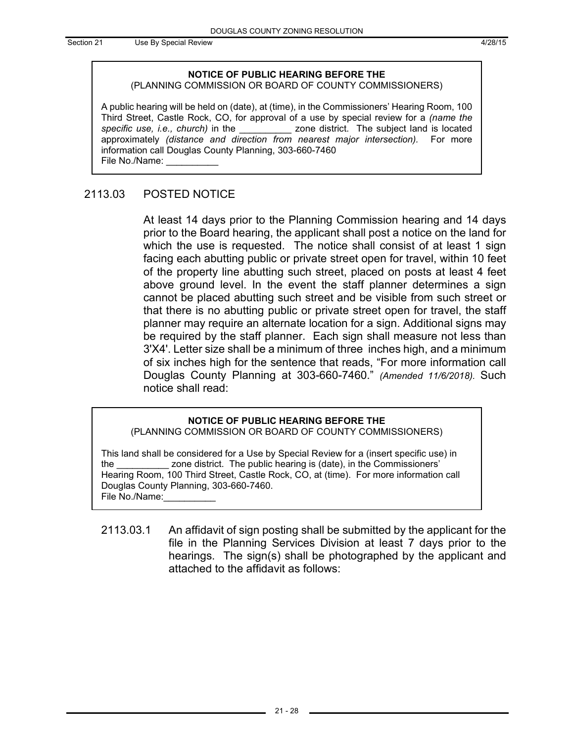**NOTICE OF PUBLIC HEARING BEFORE THE**
(PLANNING COMMISSION OR BOARD OF COUNTY COMMISSIONERS)

A public hearing will be held on (date), at (time), in the Commissioners' Hearing Room, 100 Third Street, Castle Rock, CO, for approval of a use by special review for a *(name the specific use, i.e., church)* in the __________ zone district. The subject land is located approximately *(distance and direction from nearest major intersection).* For more information call Douglas County Planning, 303-660-7460
File No./Name: __________

## 2113.03 POSTED NOTICE

At least 14 days prior to the Planning Commission hearing and 14 days prior to the Board hearing, the applicant shall post a notice on the land for which the use is requested. The notice shall consist of at least 1 sign facing each abutting public or private street open for travel, within 10 feet of the property line abutting such street, placed on posts at least 4 feet above ground level. In the event the staff planner determines a sign cannot be placed abutting such street and be visible from such street or that there is no abutting public or private street open for travel, the staff planner may require an alternate location for a sign. Additional signs may be required by the staff planner. Each sign shall measure not less than 3'X4'. Letter size shall be a minimum of three inches high, and a minimum of six inches high for the sentence that reads, "For more information call Douglas County Planning at 303-660-7460." *(Amended 11/6/2018).* Such notice shall read:

**NOTICE OF PUBLIC HEARING BEFORE THE**
(PLANNING COMMISSION OR BOARD OF COUNTY COMMISSIONERS)

This land shall be considered for a Use by Special Review for a (insert specific use) in the __________ zone district. The public hearing is (date), in the Commissioners' Hearing Room, 100 Third Street, Castle Rock, CO, at (time). For more information call Douglas County Planning, 303-660-7460.
File No./Name:__________

2113.03.1 An affidavit of sign posting shall be submitted by the applicant for the file in the Planning Services Division at least 7 days prior to the hearings. The sign(s) shall be photographed by the applicant and attached to the affidavit as follows: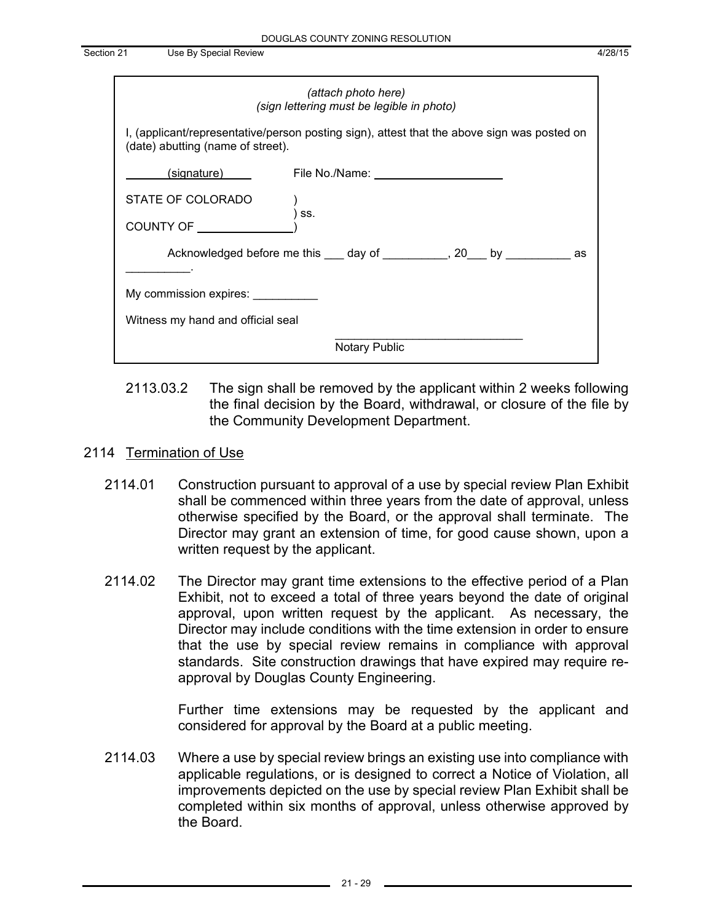*(attach photo here)*
*(sign lettering must be legible in photo)*

I, (applicant/representative/person posting sign), attest that the above sign was posted on (date) abutting (name of street).

(signature)　　　File No./Name: ____________________

STATE OF COLORADO　　)
　　　　　　　　　　　　) ss.
COUNTY OF ______________)

Acknowledged before me this ___ day of __________, 20___ by __________ as __________.

My commission expires: __________

Witness my hand and official seal

______________________________
Notary Public

2113.03.2 The sign shall be removed by the applicant within 2 weeks following the final decision by the Board, withdrawal, or closure of the file by the Community Development Department.

## 2114 Termination of Use

2114.01 Construction pursuant to approval of a use by special review Plan Exhibit shall be commenced within three years from the date of approval, unless otherwise specified by the Board, or the approval shall terminate. The Director may grant an extension of time, for good cause shown, upon a written request by the applicant.

2114.02 The Director may grant time extensions to the effective period of a Plan Exhibit, not to exceed a total of three years beyond the date of original approval, upon written request by the applicant. As necessary, the Director may include conditions with the time extension in order to ensure that the use by special review remains in compliance with approval standards. Site construction drawings that have expired may require re-approval by Douglas County Engineering.

Further time extensions may be requested by the applicant and considered for approval by the Board at a public meeting.

2114.03 Where a use by special review brings an existing use into compliance with applicable regulations, or is designed to correct a Notice of Violation, all improvements depicted on the use by special review Plan Exhibit shall be completed within six months of approval, unless otherwise approved by the Board.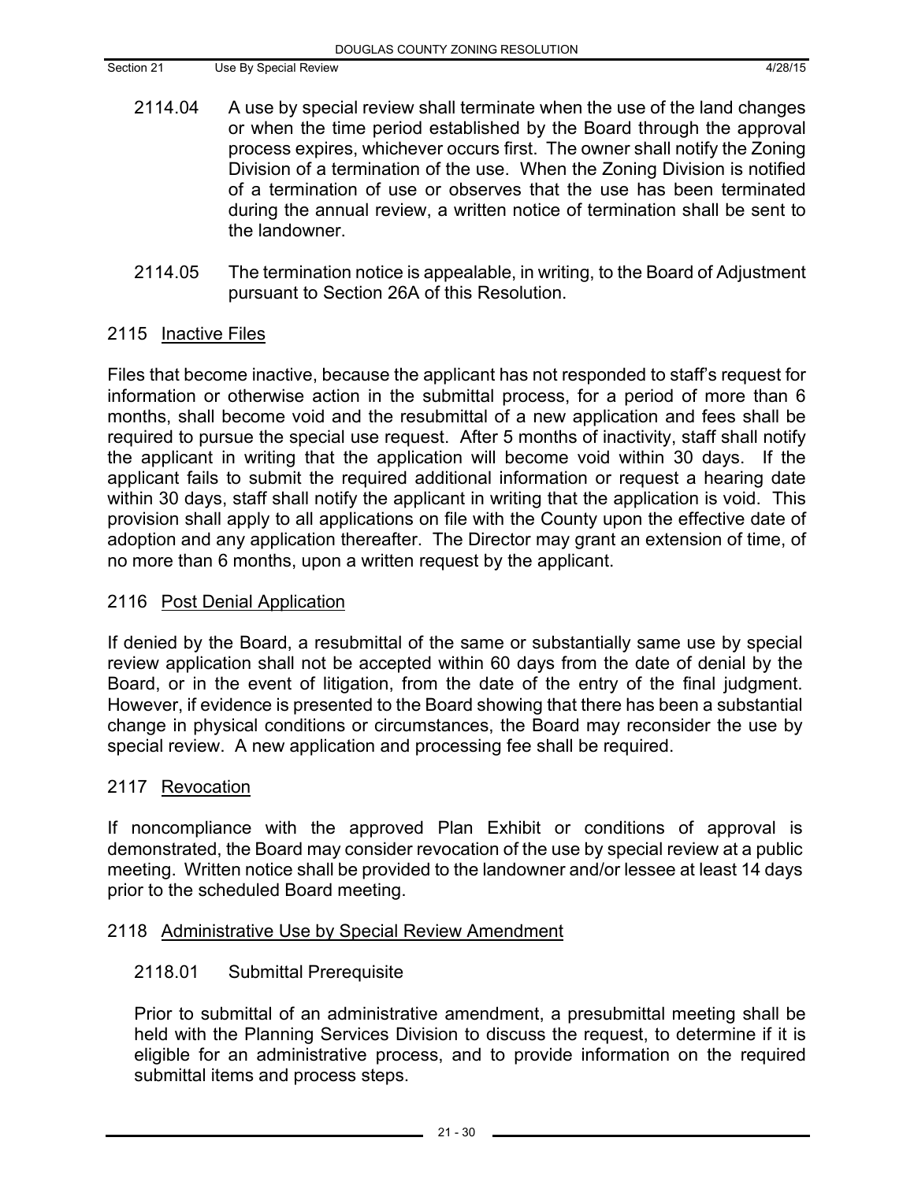2114.04 A use by special review shall terminate when the use of the land changes or when the time period established by the Board through the approval process expires, whichever occurs first. The owner shall notify the Zoning Division of a termination of the use. When the Zoning Division is notified of a termination of use or observes that the use has been terminated during the annual review, a written notice of termination shall be sent to the landowner.

2114.05 The termination notice is appealable, in writing, to the Board of Adjustment pursuant to Section 26A of this Resolution.

## 2115 Inactive Files

Files that become inactive, because the applicant has not responded to staff's request for information or otherwise action in the submittal process, for a period of more than 6 months, shall become void and the resubmittal of a new application and fees shall be required to pursue the special use request. After 5 months of inactivity, staff shall notify the applicant in writing that the application will become void within 30 days. If the applicant fails to submit the required additional information or request a hearing date within 30 days, staff shall notify the applicant in writing that the application is void. This provision shall apply to all applications on file with the County upon the effective date of adoption and any application thereafter. The Director may grant an extension of time, of no more than 6 months, upon a written request by the applicant.

## 2116 Post Denial Application

If denied by the Board, a resubmittal of the same or substantially same use by special review application shall not be accepted within 60 days from the date of denial by the Board, or in the event of litigation, from the date of the entry of the final judgment. However, if evidence is presented to the Board showing that there has been a substantial change in physical conditions or circumstances, the Board may reconsider the use by special review. A new application and processing fee shall be required.

## 2117 Revocation

If noncompliance with the approved Plan Exhibit or conditions of approval is demonstrated, the Board may consider revocation of the use by special review at a public meeting. Written notice shall be provided to the landowner and/or lessee at least 14 days prior to the scheduled Board meeting.

## 2118 Administrative Use by Special Review Amendment

### 2118.01 Submittal Prerequisite

Prior to submittal of an administrative amendment, a presubmittal meeting shall be held with the Planning Services Division to discuss the request, to determine if it is eligible for an administrative process, and to provide information on the required submittal items and process steps.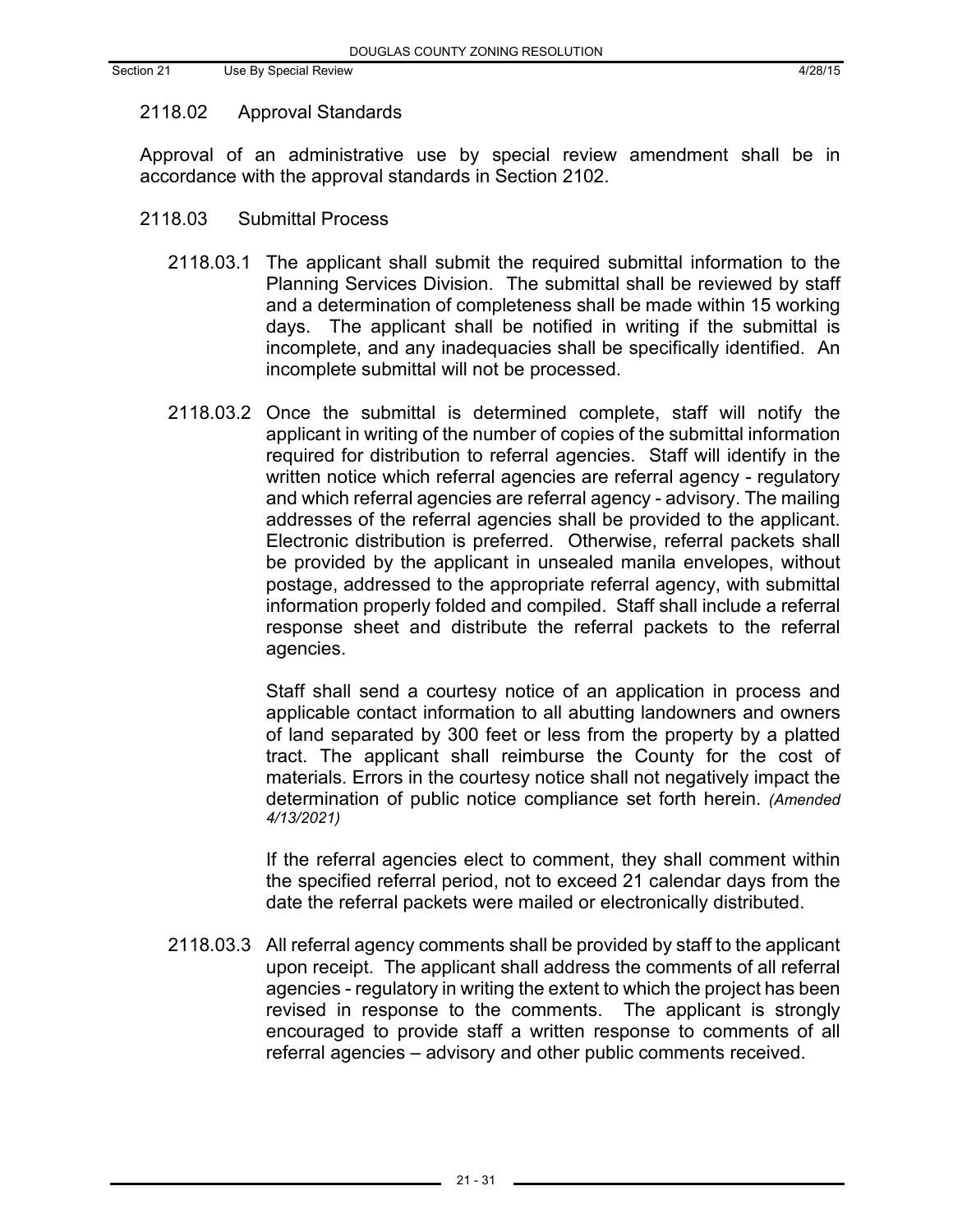### 2118.02 Approval Standards

Approval of an administrative use by special review amendment shall be in accordance with the approval standards in Section 2102.

### 2118.03 Submittal Process

2118.03.1 The applicant shall submit the required submittal information to the Planning Services Division. The submittal shall be reviewed by staff and a determination of completeness shall be made within 15 working days. The applicant shall be notified in writing if the submittal is incomplete, and any inadequacies shall be specifically identified. An incomplete submittal will not be processed.

2118.03.2 Once the submittal is determined complete, staff will notify the applicant in writing of the number of copies of the submittal information required for distribution to referral agencies. Staff will identify in the written notice which referral agencies are referral agency - regulatory and which referral agencies are referral agency - advisory. The mailing addresses of the referral agencies shall be provided to the applicant. Electronic distribution is preferred. Otherwise, referral packets shall be provided by the applicant in unsealed manila envelopes, without postage, addressed to the appropriate referral agency, with submittal information properly folded and compiled. Staff shall include a referral response sheet and distribute the referral packets to the referral agencies.

Staff shall send a courtesy notice of an application in process and applicable contact information to all abutting landowners and owners of land separated by 300 feet or less from the property by a platted tract. The applicant shall reimburse the County for the cost of materials. Errors in the courtesy notice shall not negatively impact the determination of public notice compliance set forth herein. *(Amended 4/13/2021)*

If the referral agencies elect to comment, they shall comment within the specified referral period, not to exceed 21 calendar days from the date the referral packets were mailed or electronically distributed.

2118.03.3 All referral agency comments shall be provided by staff to the applicant upon receipt. The applicant shall address the comments of all referral agencies - regulatory in writing the extent to which the project has been revised in response to the comments. The applicant is strongly encouraged to provide staff a written response to comments of all referral agencies – advisory and other public comments received.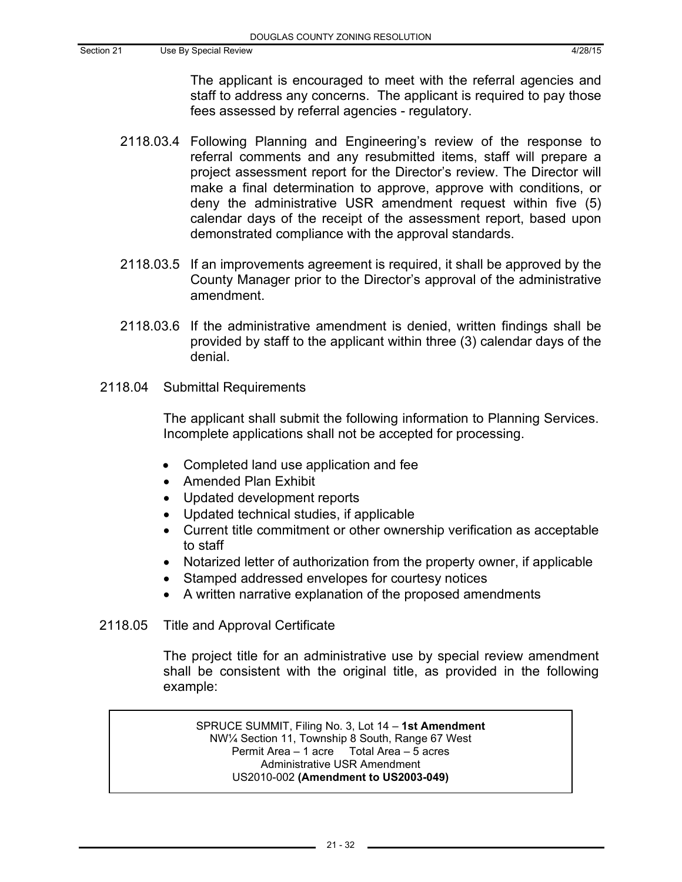The applicant is encouraged to meet with the referral agencies and staff to address any concerns. The applicant is required to pay those fees assessed by referral agencies - regulatory.

2118.03.4 Following Planning and Engineering's review of the response to referral comments and any resubmitted items, staff will prepare a project assessment report for the Director's review. The Director will make a final determination to approve, approve with conditions, or deny the administrative USR amendment request within five (5) calendar days of the receipt of the assessment report, based upon demonstrated compliance with the approval standards.

2118.03.5 If an improvements agreement is required, it shall be approved by the County Manager prior to the Director's approval of the administrative amendment.

2118.03.6 If the administrative amendment is denied, written findings shall be provided by staff to the applicant within three (3) calendar days of the denial.

2118.04 Submittal Requirements

The applicant shall submit the following information to Planning Services. Incomplete applications shall not be accepted for processing.

- Completed land use application and fee
- Amended Plan Exhibit
- Updated development reports
- Updated technical studies, if applicable
- Current title commitment or other ownership verification as acceptable to staff
- Notarized letter of authorization from the property owner, if applicable
- Stamped addressed envelopes for courtesy notices
- A written narrative explanation of the proposed amendments

2118.05 Title and Approval Certificate

The project title for an administrative use by special review amendment shall be consistent with the original title, as provided in the following example:

SPRUCE SUMMIT, Filing No. 3, Lot 14 – **1st Amendment**
NW¼ Section 11, Township 8 South, Range 67 West
Permit Area – 1 acre Total Area – 5 acres
Administrative USR Amendment
US2010-002 **(Amendment to US2003-049)**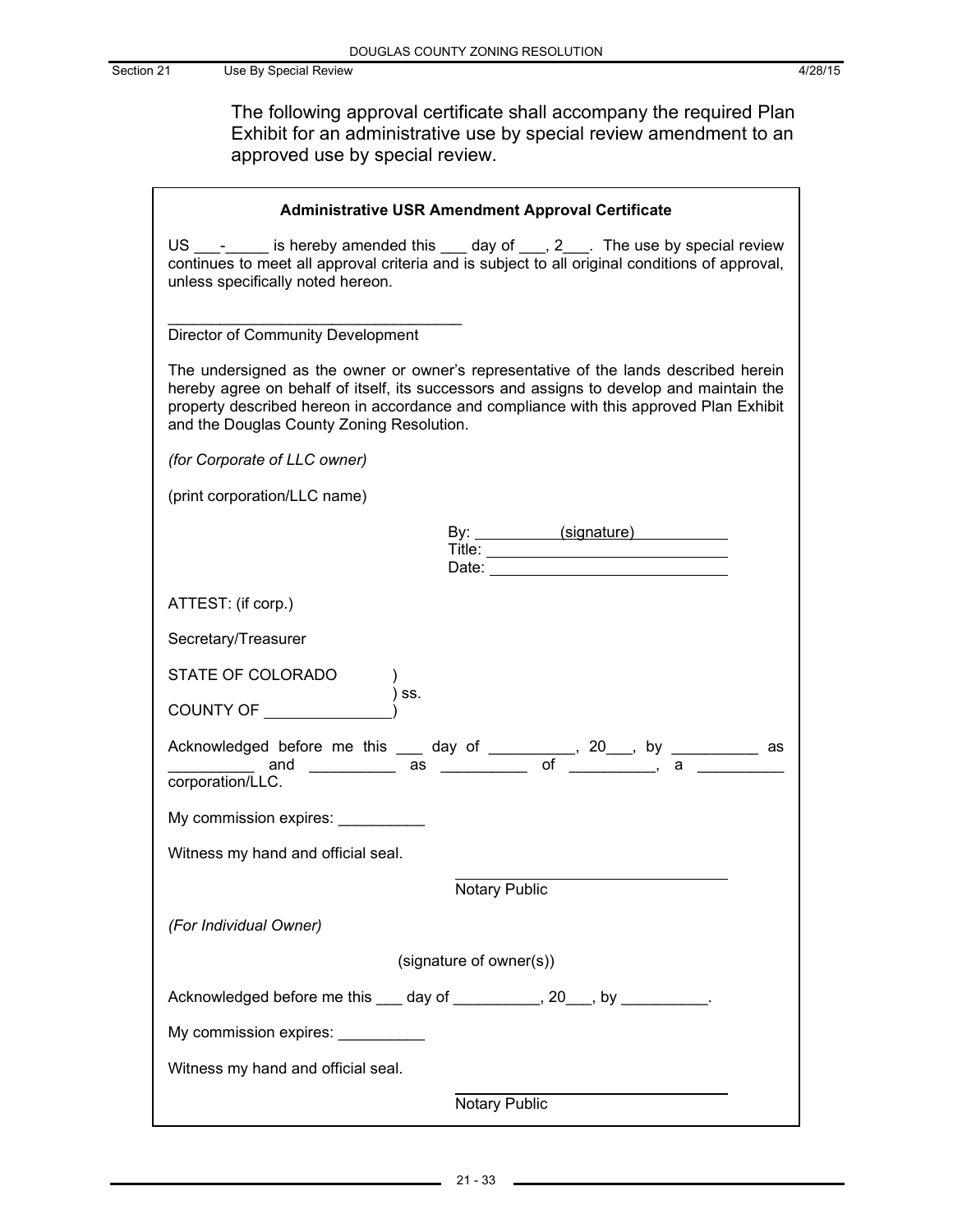The following approval certificate shall accompany the required Plan Exhibit for an administrative use by special review amendment to an approved use by special review.

**Administrative USR Amendment Approval Certificate**

US ___-_____ is hereby amended this ___ day of ___, 2___. The use by special review continues to meet all approval criteria and is subject to all original conditions of approval, unless specifically noted hereon.

_________________________________
Director of Community Development

The undersigned as the owner or owner's representative of the lands described herein hereby agree on behalf of itself, its successors and assigns to develop and maintain the property described hereon in accordance and compliance with this approved Plan Exhibit and the Douglas County Zoning Resolution.

*(for Corporate of LLC owner)*

(print corporation/LLC name)

By: __________(signature)__________
Title: ____________________________
Date: ____________________________

ATTEST: (if corp.)

Secretary/Treasurer

STATE OF COLORADO )
) ss.
COUNTY OF _______________)

Acknowledged before me this ___ day of __________, 20___, by __________ as __________ and __________ as __________ of __________, a __________ corporation/LLC.

My commission expires: __________

Witness my hand and official seal.

_________________________________
Notary Public

*(For Individual Owner)*

(signature of owner(s))

Acknowledged before me this ___ day of __________, 20___, by __________.

My commission expires: __________

Witness my hand and official seal.

_________________________________
Notary Public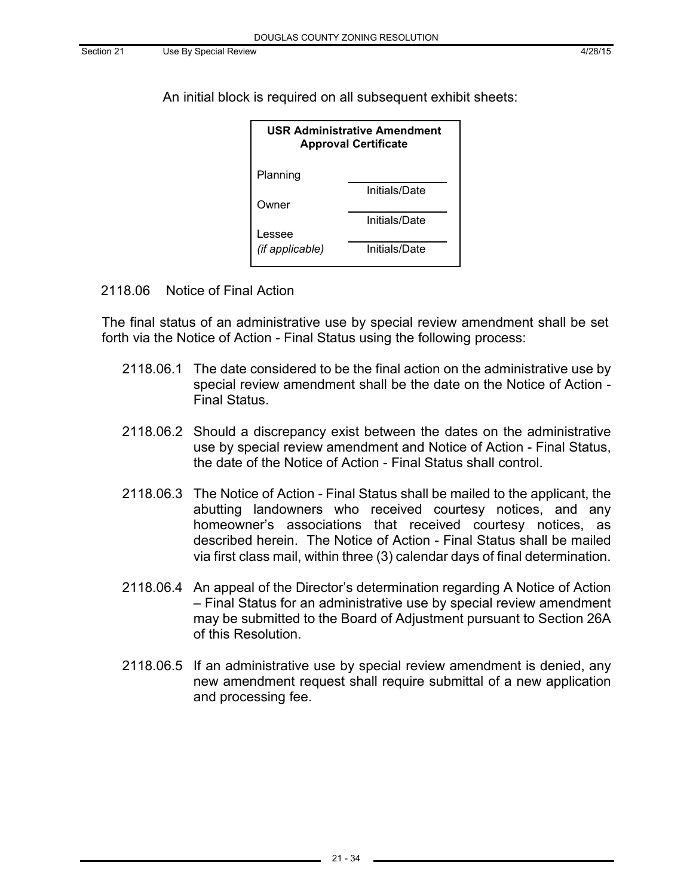An initial block is required on all subsequent exhibit sheets:

| **USR Administrative Amendment Approval Certificate** | |
| --- | --- |
| Planning | Initials/Date |
| Owner | Initials/Date |
| Lessee *(if applicable)* | Initials/Date |

### 2118.06 Notice of Final Action

The final status of an administrative use by special review amendment shall be set forth via the Notice of Action - Final Status using the following process:

2118.06.1 The date considered to be the final action on the administrative use by special review amendment shall be the date on the Notice of Action - Final Status.

2118.06.2 Should a discrepancy exist between the dates on the administrative use by special review amendment and Notice of Action - Final Status, the date of the Notice of Action - Final Status shall control.

2118.06.3 The Notice of Action - Final Status shall be mailed to the applicant, the abutting landowners who received courtesy notices, and any homeowner's associations that received courtesy notices, as described herein. The Notice of Action - Final Status shall be mailed via first class mail, within three (3) calendar days of final determination.

2118.06.4 An appeal of the Director's determination regarding A Notice of Action – Final Status for an administrative use by special review amendment may be submitted to the Board of Adjustment pursuant to Section 26A of this Resolution.

2118.06.5 If an administrative use by special review amendment is denied, any new amendment request shall require submittal of a new application and processing fee.